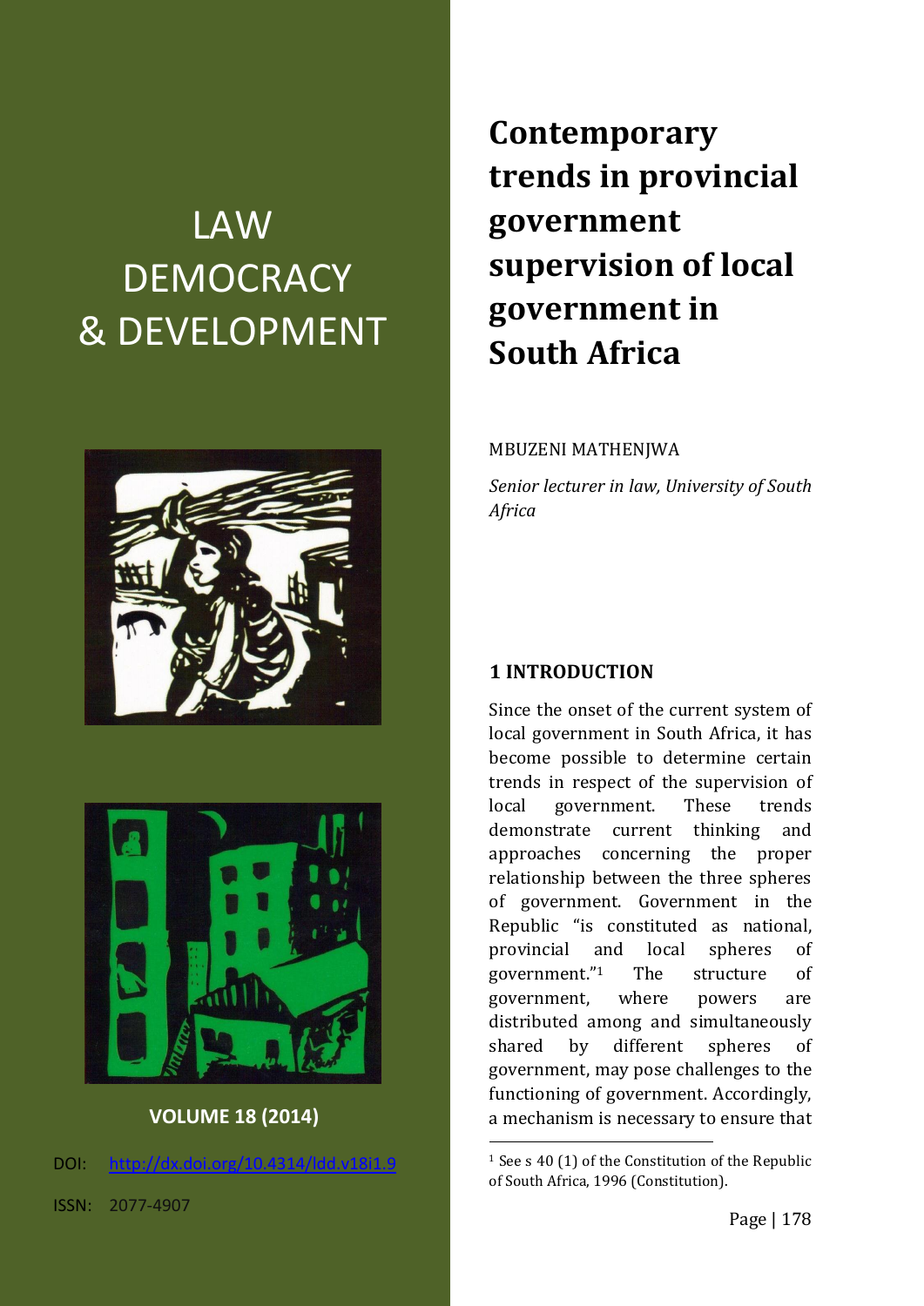# LAW DEMOCRACY & DEVELOPMENT

**VOLUME 18 (2014)**

DOI: http://dx.doi.org/10.4314/ldd.v18i1.9

ISSN: 2077-4907

# Contemporary trends in provincial government supervision of local government in South Africa

MBUZENI MATHENJWA

*Senior lecturer in law, University of South Africa*

## 1 INTRODUCTION

Since the onset of the current system of local government in South Africa, it has become possible to determine certain trends in respect of the supervision of local government. These trends demonstrate current thinking and approaches concerning the proper relationship between the three spheres of government. Government in the Republic "is constituted as national, provincial and local spheres of government."[1] The structure of government, where powers are distributed among and simultaneously shared by different spheres of government, may pose challenges to the functioning of government. Accordingly, a mechanism is necessary to ensure that

[1] See s 40 (1) of the Constitution of the Republic of South Africa, 1996 (Constitution).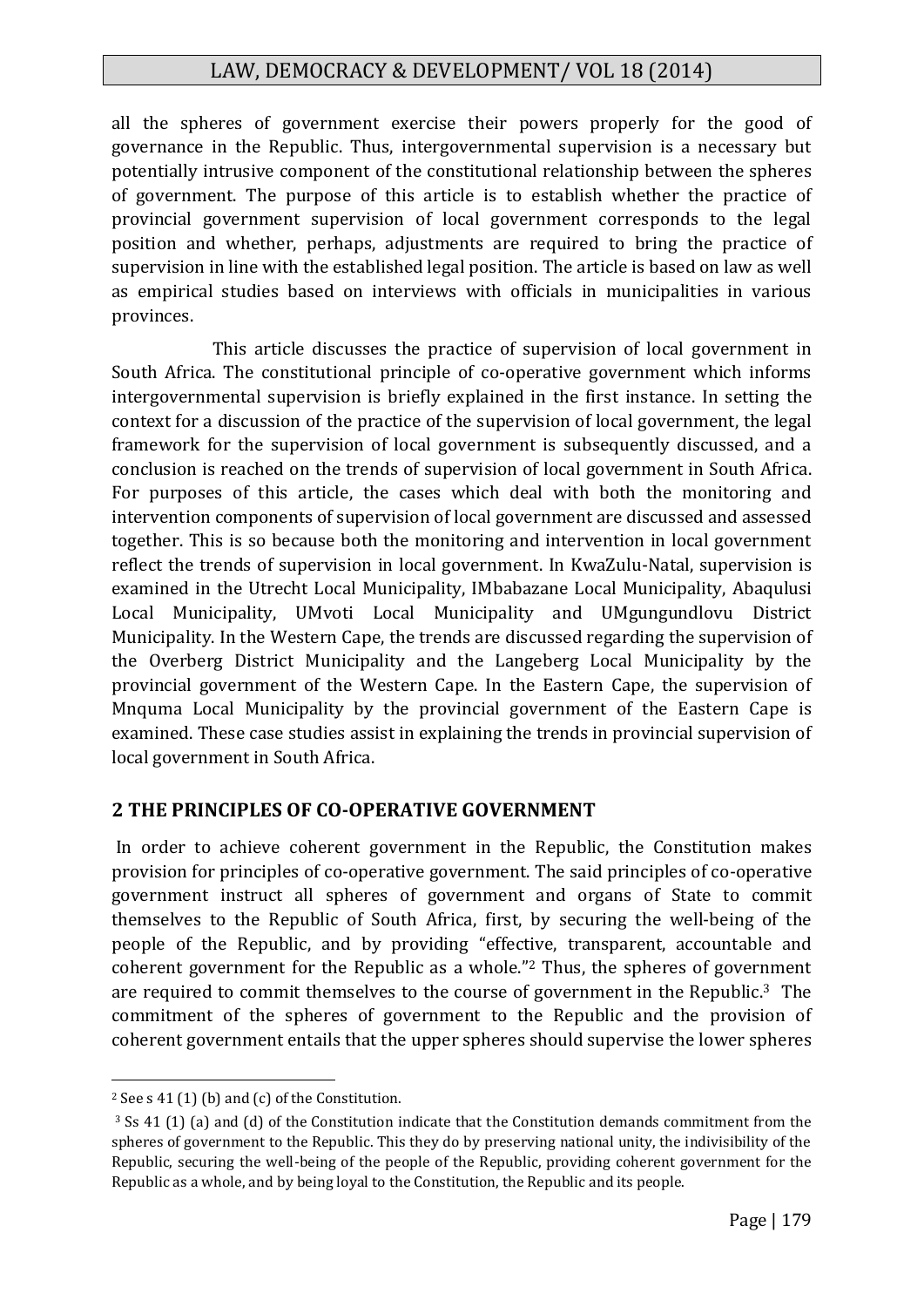all the spheres of government exercise their powers properly for the good of governance in the Republic. Thus, intergovernmental supervision is a necessary but potentially intrusive component of the constitutional relationship between the spheres of government. The purpose of this article is to establish whether the practice of provincial government supervision of local government corresponds to the legal position and whether, perhaps, adjustments are required to bring the practice of supervision in line with the established legal position. The article is based on law as well as empirical studies based on interviews with officials in municipalities in various provinces.

This article discusses the practice of supervision of local government in South Africa. The constitutional principle of co-operative government which informs intergovernmental supervision is briefly explained in the first instance. In setting the context for a discussion of the practice of the supervision of local government, the legal framework for the supervision of local government is subsequently discussed, and a conclusion is reached on the trends of supervision of local government in South Africa. For purposes of this article, the cases which deal with both the monitoring and intervention components of supervision of local government are discussed and assessed together. This is so because both the monitoring and intervention in local government reflect the trends of supervision in local government. In KwaZulu-Natal, supervision is examined in the Utrecht Local Municipality, IMbabazane Local Municipality, Abaqulusi Local Municipality, UMvoti Local Municipality and UMgungundlovu District Municipality. In the Western Cape, the trends are discussed regarding the supervision of the Overberg District Municipality and the Langeberg Local Municipality by the provincial government of the Western Cape. In the Eastern Cape, the supervision of Mnquma Local Municipality by the provincial government of the Eastern Cape is examined. These case studies assist in explaining the trends in provincial supervision of local government in South Africa.

## 2 THE PRINCIPLES OF CO-OPERATIVE GOVERNMENT

In order to achieve coherent government in the Republic, the Constitution makes provision for principles of co-operative government. The said principles of co-operative government instruct all spheres of government and organs of State to commit themselves to the Republic of South Africa, first, by securing the well-being of the people of the Republic, and by providing "effective, transparent, accountable and coherent government for the Republic as a whole."[2] Thus, the spheres of government are required to commit themselves to the course of government in the Republic.[3] The commitment of the spheres of government to the Republic and the provision of coherent government entails that the upper spheres should supervise the lower spheres

[2] See s 41 (1) (b) and (c) of the Constitution.

[3] Ss 41 (1) (a) and (d) of the Constitution indicate that the Constitution demands commitment from the spheres of government to the Republic. This they do by preserving national unity, the indivisibility of the Republic, securing the well-being of the people of the Republic, providing coherent government for the Republic as a whole, and by being loyal to the Constitution, the Republic and its people.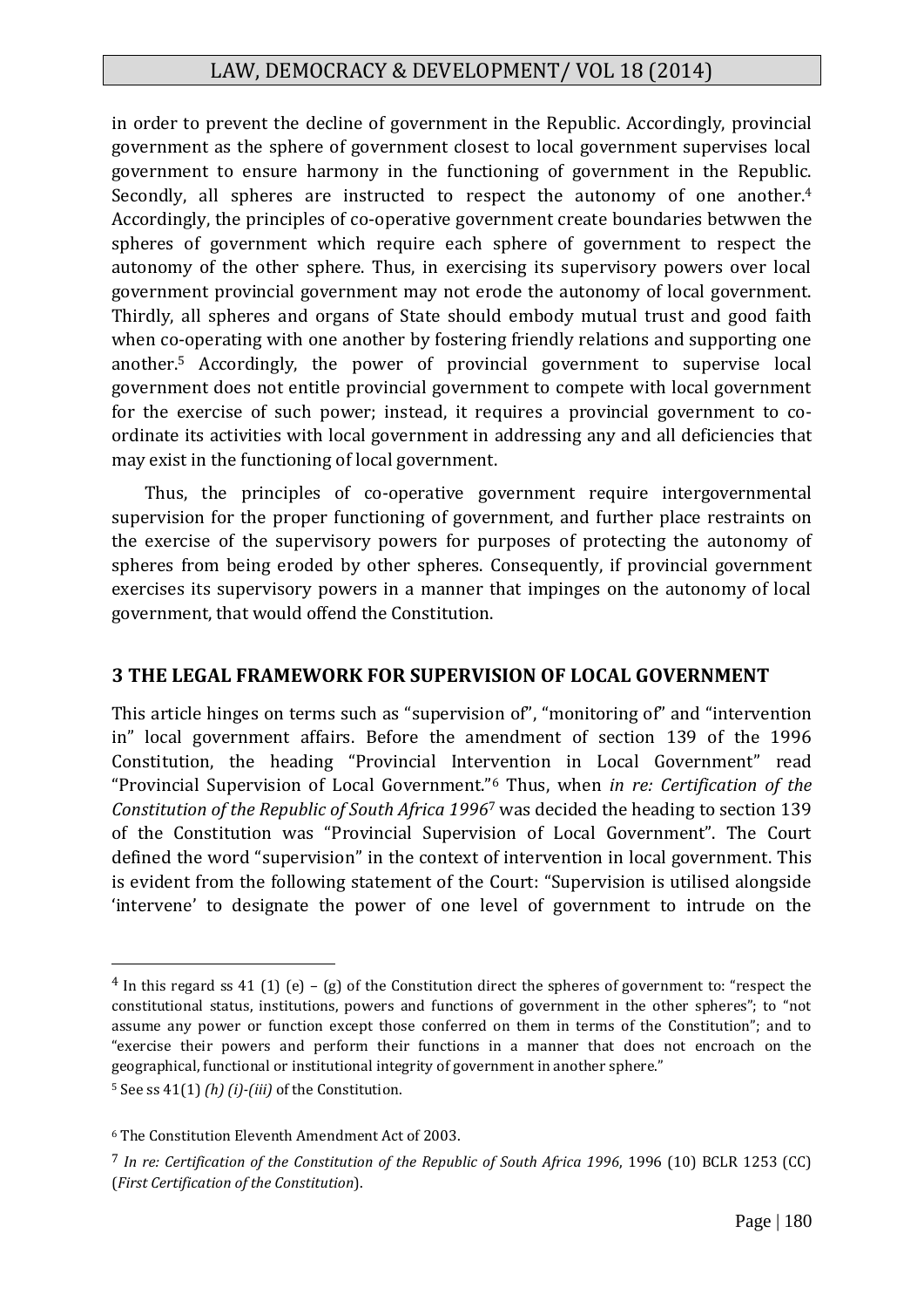in order to prevent the decline of government in the Republic. Accordingly, provincial government as the sphere of government closest to local government supervises local government to ensure harmony in the functioning of government in the Republic. Secondly, all spheres are instructed to respect the autonomy of one another.[4] Accordingly, the principles of co-operative government create boundaries betwwen the spheres of government which require each sphere of government to respect the autonomy of the other sphere. Thus, in exercising its supervisory powers over local government provincial government may not erode the autonomy of local government. Thirdly, all spheres and organs of State should embody mutual trust and good faith when co-operating with one another by fostering friendly relations and supporting one another.[5] Accordingly, the power of provincial government to supervise local government does not entitle provincial government to compete with local government for the exercise of such power; instead, it requires a provincial government to co-ordinate its activities with local government in addressing any and all deficiencies that may exist in the functioning of local government.

Thus, the principles of co-operative government require intergovernmental supervision for the proper functioning of government, and further place restraints on the exercise of the supervisory powers for purposes of protecting the autonomy of spheres from being eroded by other spheres. Consequently, if provincial government exercises its supervisory powers in a manner that impinges on the autonomy of local government, that would offend the Constitution.

## 3 THE LEGAL FRAMEWORK FOR SUPERVISION OF LOCAL GOVERNMENT

This article hinges on terms such as "supervision of", "monitoring of" and "intervention in" local government affairs. Before the amendment of section 139 of the 1996 Constitution, the heading "Provincial Intervention in Local Government" read "Provincial Supervision of Local Government."[6] Thus, when *in re: Certification of the Constitution of the Republic of South Africa 1996*[7] was decided the heading to section 139 of the Constitution was "Provincial Supervision of Local Government". The Court defined the word "supervision" in the context of intervention in local government. This is evident from the following statement of the Court: "Supervision is utilised alongside 'intervene' to designate the power of one level of government to intrude on the

---

[4] In this regard ss 41 (1) (e) – (g) of the Constitution direct the spheres of government to: "respect the constitutional status, institutions, powers and functions of government in the other spheres"; to "not assume any power or function except those conferred on them in terms of the Constitution"; and to "exercise their powers and perform their functions in a manner that does not encroach on the geographical, functional or institutional integrity of government in another sphere."

[5] See ss 41(1) *(h) (i)-(iii)* of the Constitution.

[6] The Constitution Eleventh Amendment Act of 2003.

[7] *In re: Certification of the Constitution of the Republic of South Africa 1996*, 1996 (10) BCLR 1253 (CC) (*First Certification of the Constitution*).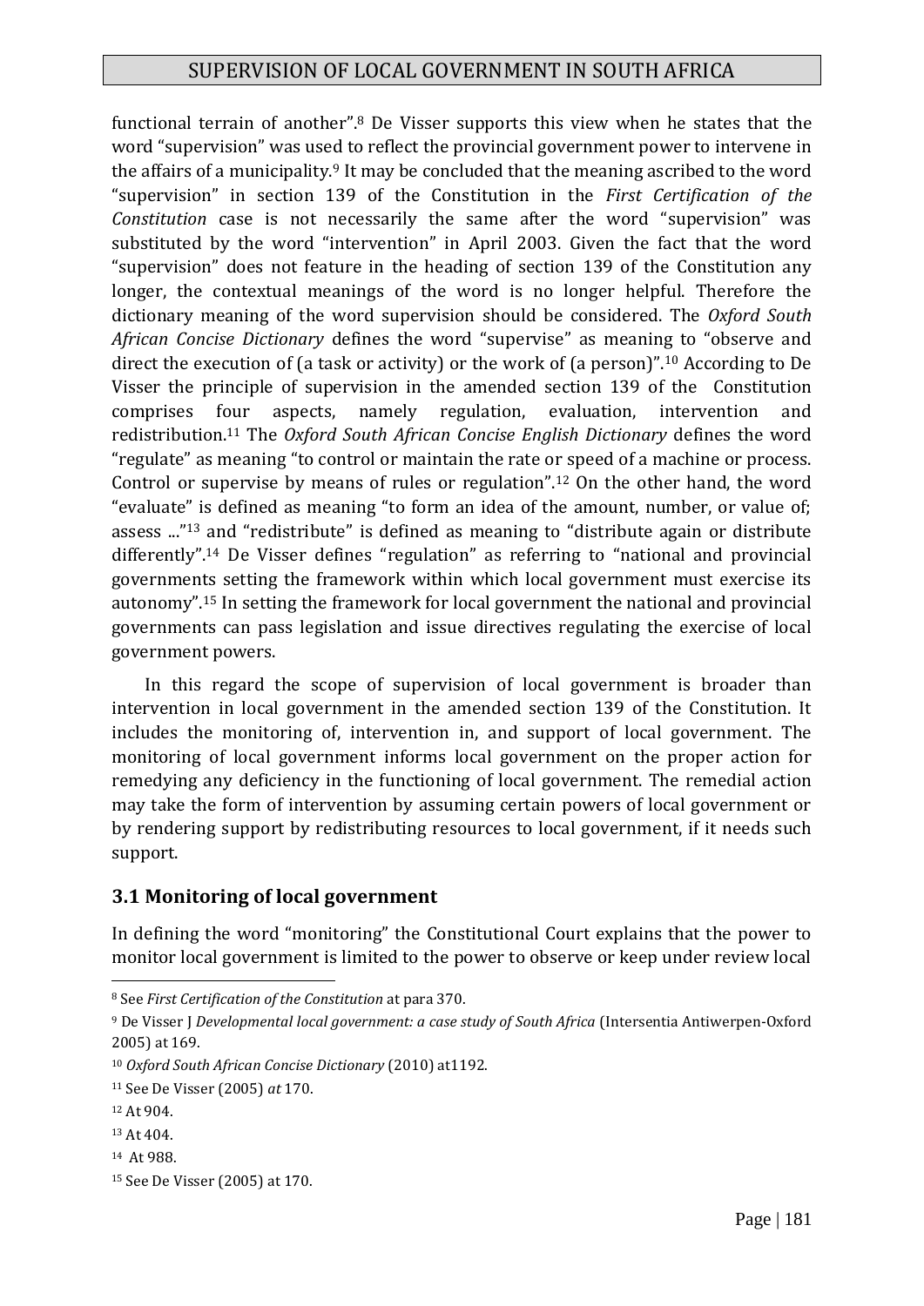functional terrain of another".[8] De Visser supports this view when he states that the word "supervision" was used to reflect the provincial government power to intervene in the affairs of a municipality.[9] It may be concluded that the meaning ascribed to the word "supervision" in section 139 of the Constitution in the *First Certification of the Constitution* case is not necessarily the same after the word "supervision" was substituted by the word "intervention" in April 2003. Given the fact that the word "supervision" does not feature in the heading of section 139 of the Constitution any longer, the contextual meanings of the word is no longer helpful. Therefore the dictionary meaning of the word supervision should be considered. The *Oxford South African Concise Dictionary* defines the word "supervise" as meaning to "observe and direct the execution of (a task or activity) or the work of (a person)".[10] According to De Visser the principle of supervision in the amended section 139 of the Constitution comprises four aspects, namely regulation, evaluation, intervention and redistribution.[11] The *Oxford South African Concise English Dictionary* defines the word "regulate" as meaning "to control or maintain the rate or speed of a machine or process. Control or supervise by means of rules or regulation".[12] On the other hand, the word "evaluate" is defined as meaning "to form an idea of the amount, number, or value of; assess ..."[13] and "redistribute" is defined as meaning to "distribute again or distribute differently".[14] De Visser defines "regulation" as referring to "national and provincial governments setting the framework within which local government must exercise its autonomy".[15] In setting the framework for local government the national and provincial governments can pass legislation and issue directives regulating the exercise of local government powers.

In this regard the scope of supervision of local government is broader than intervention in local government in the amended section 139 of the Constitution. It includes the monitoring of, intervention in, and support of local government. The monitoring of local government informs local government on the proper action for remedying any deficiency in the functioning of local government. The remedial action may take the form of intervention by assuming certain powers of local government or by rendering support by redistributing resources to local government, if it needs such support.

### 3.1 Monitoring of local government

In defining the word "monitoring" the Constitutional Court explains that the power to monitor local government is limited to the power to observe or keep under review local

---

[8] See *First Certification of the Constitution* at para 370.

[9] De Visser J *Developmental local government: a case study of South Africa* (Intersentia Antiwerpen-Oxford 2005) at 169.

[10] *Oxford South African Concise Dictionary* (2010) at1192.

[11] See De Visser (2005) *at* 170.

[12] At 904.

[13] At 404.

[14] At 988.

[15] See De Visser (2005) at 170.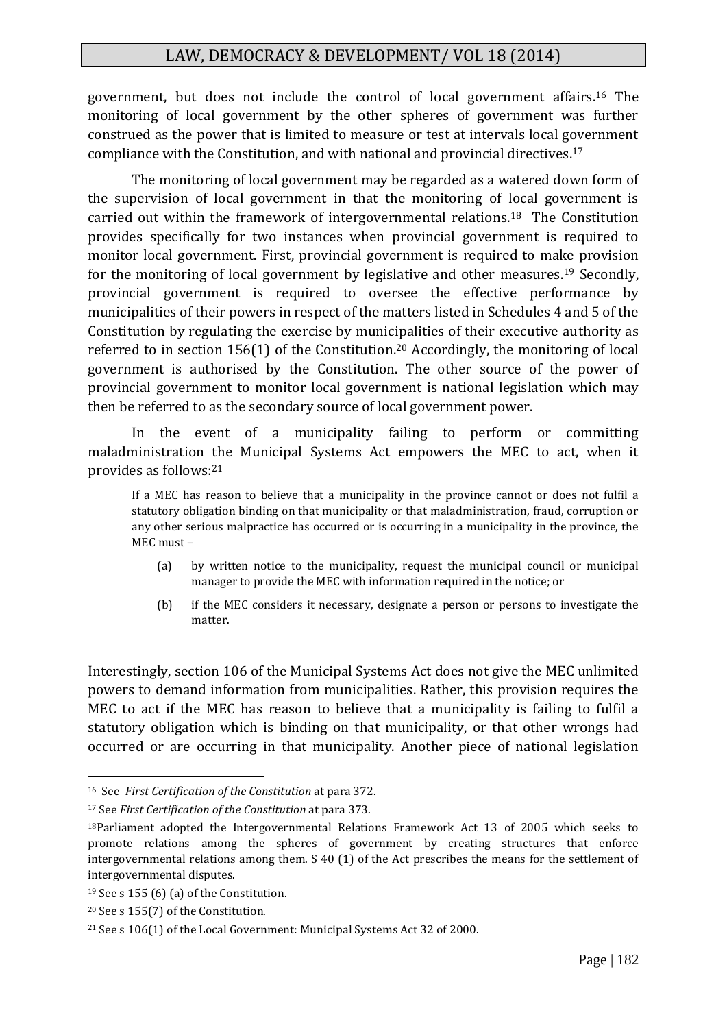government, but does not include the control of local government affairs.[16] The monitoring of local government by the other spheres of government was further construed as the power that is limited to measure or test at intervals local government compliance with the Constitution, and with national and provincial directives.[17]

The monitoring of local government may be regarded as a watered down form of the supervision of local government in that the monitoring of local government is carried out within the framework of intergovernmental relations.[18] The Constitution provides specifically for two instances when provincial government is required to monitor local government. First, provincial government is required to make provision for the monitoring of local government by legislative and other measures.[19] Secondly, provincial government is required to oversee the effective performance by municipalities of their powers in respect of the matters listed in Schedules 4 and 5 of the Constitution by regulating the exercise by municipalities of their executive authority as referred to in section 156(1) of the Constitution.[20] Accordingly, the monitoring of local government is authorised by the Constitution. The other source of the power of provincial government to monitor local government is national legislation which may then be referred to as the secondary source of local government power.

In the event of a municipality failing to perform or committing maladministration the Municipal Systems Act empowers the MEC to act, when it provides as follows:[21]

> If a MEC has reason to believe that a municipality in the province cannot or does not fulfil a statutory obligation binding on that municipality or that maladministration, fraud, corruption or any other serious malpractice has occurred or is occurring in a municipality in the province, the MEC must –
>
> (a) by written notice to the municipality, request the municipal council or municipal manager to provide the MEC with information required in the notice; or
>
> (b) if the MEC considers it necessary, designate a person or persons to investigate the matter.

Interestingly, section 106 of the Municipal Systems Act does not give the MEC unlimited powers to demand information from municipalities. Rather, this provision requires the MEC to act if the MEC has reason to believe that a municipality is failing to fulfil a statutory obligation which is binding on that municipality, or that other wrongs had occurred or are occurring in that municipality. Another piece of national legislation

---

[16] See *First Certification of the Constitution* at para 372.

[17] See *First Certification of the Constitution* at para 373.

[18] Parliament adopted the Intergovernmental Relations Framework Act 13 of 2005 which seeks to promote relations among the spheres of government by creating structures that enforce intergovernmental relations among them. S 40 (1) of the Act prescribes the means for the settlement of intergovernmental disputes.

[19] See s 155 (6) (a) of the Constitution.

[20] See s 155(7) of the Constitution.

[21] See s 106(1) of the Local Government: Municipal Systems Act 32 of 2000.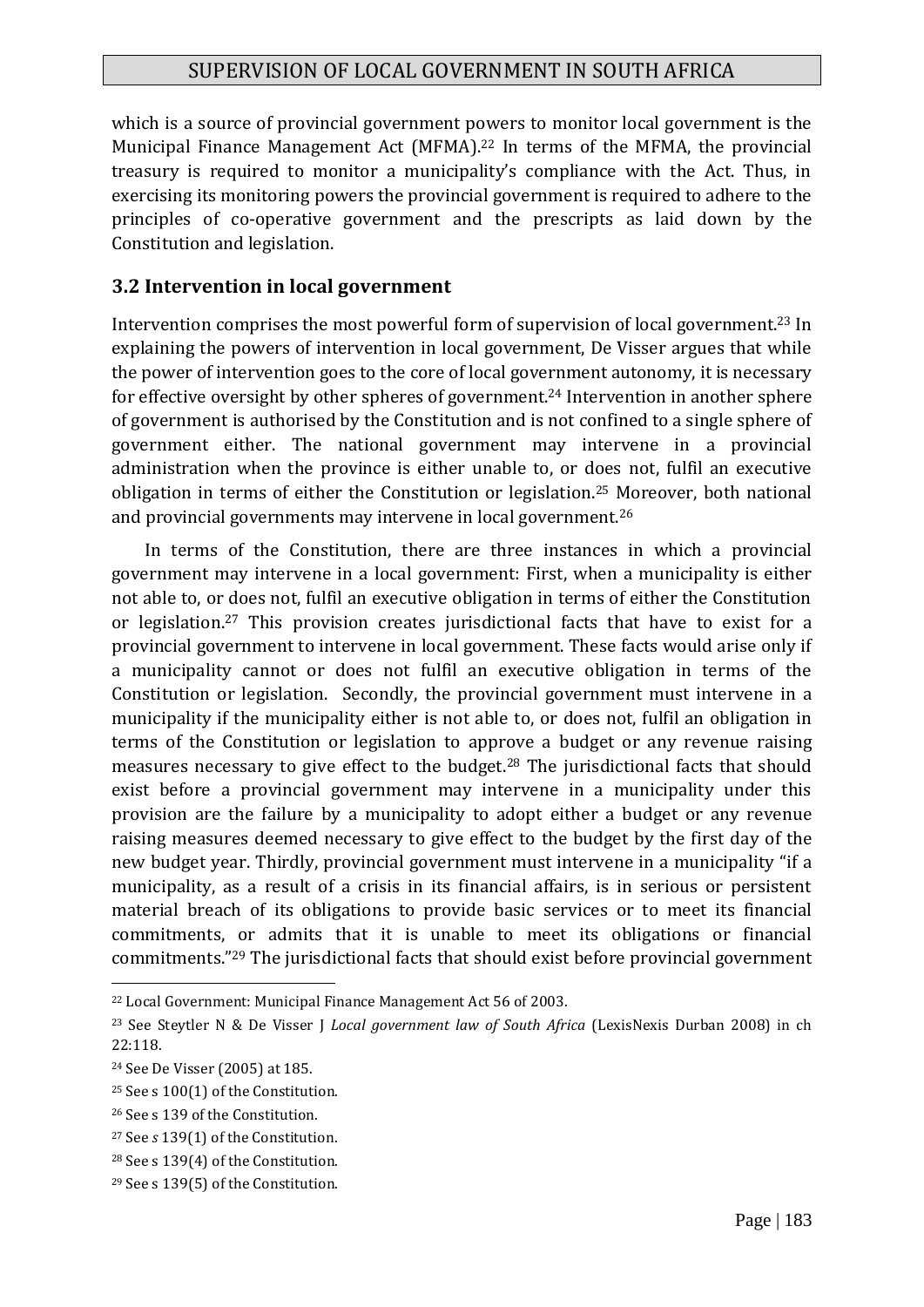which is a source of provincial government powers to monitor local government is the Municipal Finance Management Act (MFMA).[22] In terms of the MFMA, the provincial treasury is required to monitor a municipality's compliance with the Act. Thus, in exercising its monitoring powers the provincial government is required to adhere to the principles of co-operative government and the prescripts as laid down by the Constitution and legislation.

### 3.2 Intervention in local government

Intervention comprises the most powerful form of supervision of local government.[23] In explaining the powers of intervention in local government, De Visser argues that while the power of intervention goes to the core of local government autonomy, it is necessary for effective oversight by other spheres of government.[24] Intervention in another sphere of government is authorised by the Constitution and is not confined to a single sphere of government either. The national government may intervene in a provincial administration when the province is either unable to, or does not, fulfil an executive obligation in terms of either the Constitution or legislation.[25] Moreover, both national and provincial governments may intervene in local government.[26]

In terms of the Constitution, there are three instances in which a provincial government may intervene in a local government: First, when a municipality is either not able to, or does not, fulfil an executive obligation in terms of either the Constitution or legislation.[27] This provision creates jurisdictional facts that have to exist for a provincial government to intervene in local government. These facts would arise only if a municipality cannot or does not fulfil an executive obligation in terms of the Constitution or legislation. Secondly, the provincial government must intervene in a municipality if the municipality either is not able to, or does not, fulfil an obligation in terms of the Constitution or legislation to approve a budget or any revenue raising measures necessary to give effect to the budget.[28] The jurisdictional facts that should exist before a provincial government may intervene in a municipality under this provision are the failure by a municipality to adopt either a budget or any revenue raising measures deemed necessary to give effect to the budget by the first day of the new budget year. Thirdly, provincial government must intervene in a municipality "if a municipality, as a result of a crisis in its financial affairs, is in serious or persistent material breach of its obligations to provide basic services or to meet its financial commitments, or admits that it is unable to meet its obligations or financial commitments."[29] The jurisdictional facts that should exist before provincial government

---

[22] Local Government: Municipal Finance Management Act 56 of 2003.

[23] See Steytler N & De Visser J *Local government law of South Africa* (LexisNexis Durban 2008) in ch 22:118.

[24] See De Visser (2005) at 185.

[25] See s 100(1) of the Constitution.

[26] See s 139 of the Constitution.

[27] See *s* 139(1) of the Constitution.

[28] See s 139(4) of the Constitution.

[29] See s 139(5) of the Constitution.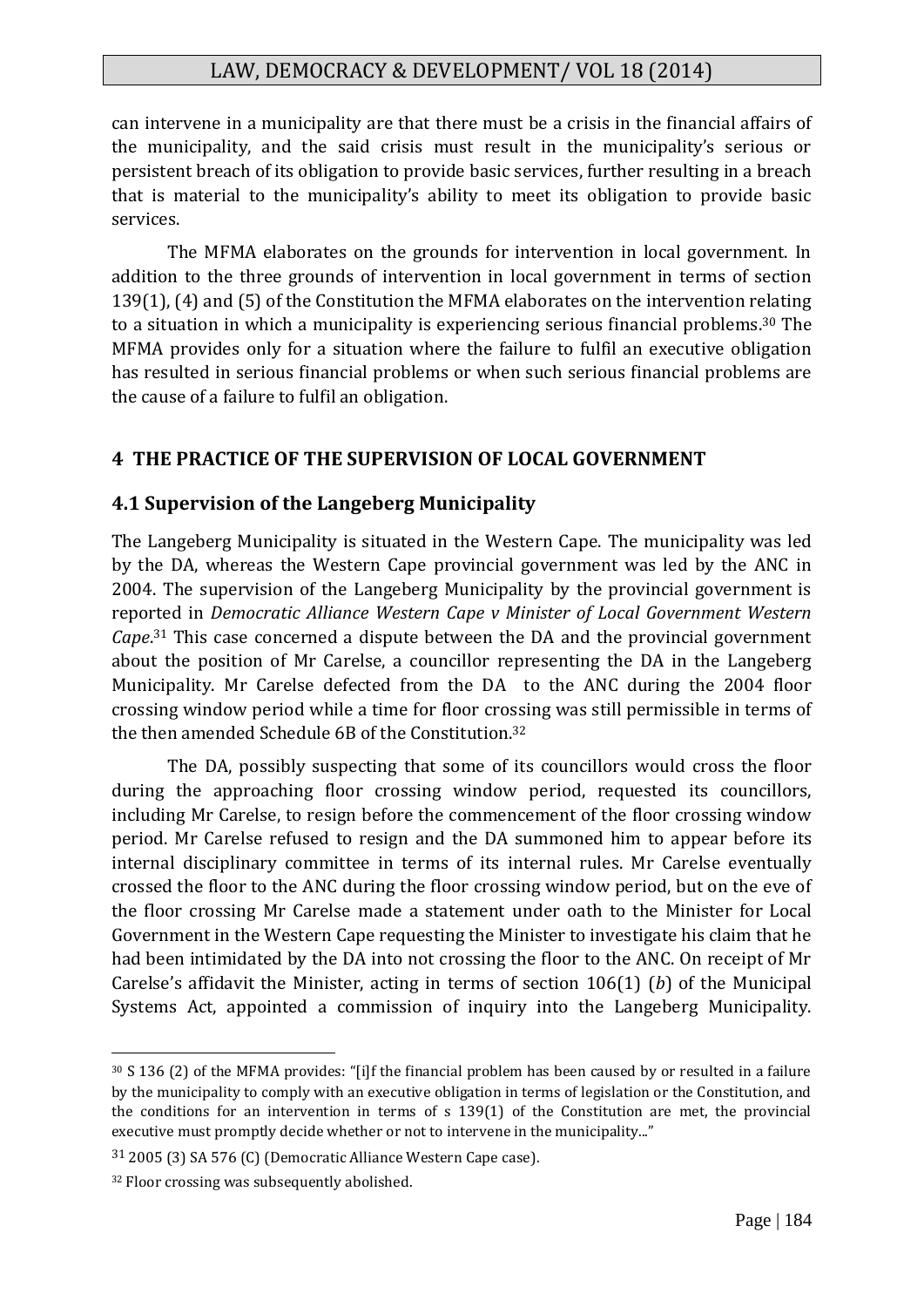can intervene in a municipality are that there must be a crisis in the financial affairs of the municipality, and the said crisis must result in the municipality's serious or persistent breach of its obligation to provide basic services, further resulting in a breach that is material to the municipality's ability to meet its obligation to provide basic services.

The MFMA elaborates on the grounds for intervention in local government. In addition to the three grounds of intervention in local government in terms of section 139(1), (4) and (5) of the Constitution the MFMA elaborates on the intervention relating to a situation in which a municipality is experiencing serious financial problems.[30] The MFMA provides only for a situation where the failure to fulfil an executive obligation has resulted in serious financial problems or when such serious financial problems are the cause of a failure to fulfil an obligation.

## 4 THE PRACTICE OF THE SUPERVISION OF LOCAL GOVERNMENT

### 4.1 Supervision of the Langeberg Municipality

The Langeberg Municipality is situated in the Western Cape. The municipality was led by the DA, whereas the Western Cape provincial government was led by the ANC in 2004. The supervision of the Langeberg Municipality by the provincial government is reported in *Democratic Alliance Western Cape v Minister of Local Government Western Cape*.[31] This case concerned a dispute between the DA and the provincial government about the position of Mr Carelse, a councillor representing the DA in the Langeberg Municipality. Mr Carelse defected from the DA to the ANC during the 2004 floor crossing window period while a time for floor crossing was still permissible in terms of the then amended Schedule 6B of the Constitution.[32]

The DA, possibly suspecting that some of its councillors would cross the floor during the approaching floor crossing window period, requested its councillors, including Mr Carelse, to resign before the commencement of the floor crossing window period. Mr Carelse refused to resign and the DA summoned him to appear before its internal disciplinary committee in terms of its internal rules. Mr Carelse eventually crossed the floor to the ANC during the floor crossing window period, but on the eve of the floor crossing Mr Carelse made a statement under oath to the Minister for Local Government in the Western Cape requesting the Minister to investigate his claim that he had been intimidated by the DA into not crossing the floor to the ANC. On receipt of Mr Carelse's affidavit the Minister, acting in terms of section 106(1) (*b*) of the Municipal Systems Act, appointed a commission of inquiry into the Langeberg Municipality.

---

[30] S 136 (2) of the MFMA provides: "[i]f the financial problem has been caused by or resulted in a failure by the municipality to comply with an executive obligation in terms of legislation or the Constitution, and the conditions for an intervention in terms of s 139(1) of the Constitution are met, the provincial executive must promptly decide whether or not to intervene in the municipality..."

[31] 2005 (3) SA 576 (C) (Democratic Alliance Western Cape case).

[32] Floor crossing was subsequently abolished.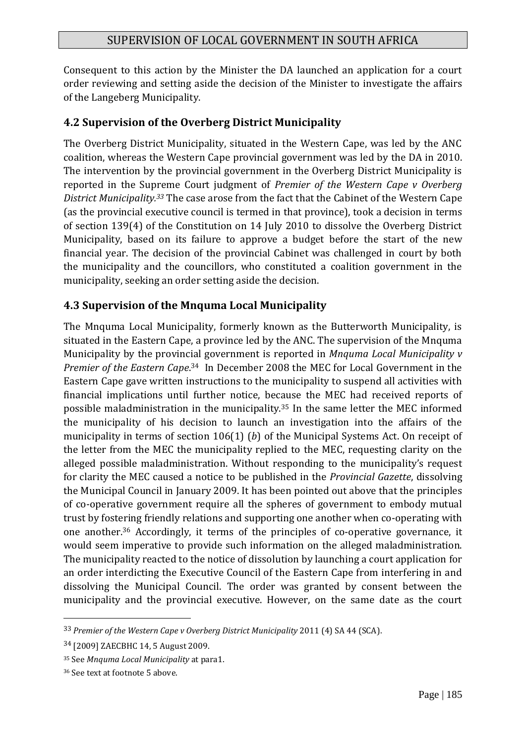Consequent to this action by the Minister the DA launched an application for a court order reviewing and setting aside the decision of the Minister to investigate the affairs of the Langeberg Municipality.

### 4.2 Supervision of the Overberg District Municipality

The Overberg District Municipality, situated in the Western Cape, was led by the ANC coalition, whereas the Western Cape provincial government was led by the DA in 2010. The intervention by the provincial government in the Overberg District Municipality is reported in the Supreme Court judgment of *Premier of the Western Cape v Overberg District Municipality.*[33] The case arose from the fact that the Cabinet of the Western Cape (as the provincial executive council is termed in that province), took a decision in terms of section 139(4) of the Constitution on 14 July 2010 to dissolve the Overberg District Municipality, based on its failure to approve a budget before the start of the new financial year. The decision of the provincial Cabinet was challenged in court by both the municipality and the councillors, who constituted a coalition government in the municipality, seeking an order setting aside the decision.

### 4.3 Supervision of the Mnquma Local Municipality

The Mnquma Local Municipality, formerly known as the Butterworth Municipality, is situated in the Eastern Cape, a province led by the ANC. The supervision of the Mnquma Municipality by the provincial government is reported in *Mnquma Local Municipality v Premier of the Eastern Cape*.[34] In December 2008 the MEC for Local Government in the Eastern Cape gave written instructions to the municipality to suspend all activities with financial implications until further notice, because the MEC had received reports of possible maladministration in the municipality.[35] In the same letter the MEC informed the municipality of his decision to launch an investigation into the affairs of the municipality in terms of section 106(1) (*b*) of the Municipal Systems Act. On receipt of the letter from the MEC the municipality replied to the MEC, requesting clarity on the alleged possible maladministration. Without responding to the municipality's request for clarity the MEC caused a notice to be published in the *Provincial Gazette*, dissolving the Municipal Council in January 2009. It has been pointed out above that the principles of co-operative government require all the spheres of government to embody mutual trust by fostering friendly relations and supporting one another when co-operating with one another.[36] Accordingly, it terms of the principles of co-operative governance, it would seem imperative to provide such information on the alleged maladministration. The municipality reacted to the notice of dissolution by launching a court application for an order interdicting the Executive Council of the Eastern Cape from interfering in and dissolving the Municipal Council. The order was granted by consent between the municipality and the provincial executive. However, on the same date as the court

---

[33] *Premier of the Western Cape v Overberg District Municipality* 2011 (4) SA 44 (SCA).

[34] [2009] ZAECBHC 14, 5 August 2009.

[35] See *Mnquma Local Municipality* at para1.

[36] See text at footnote 5 above.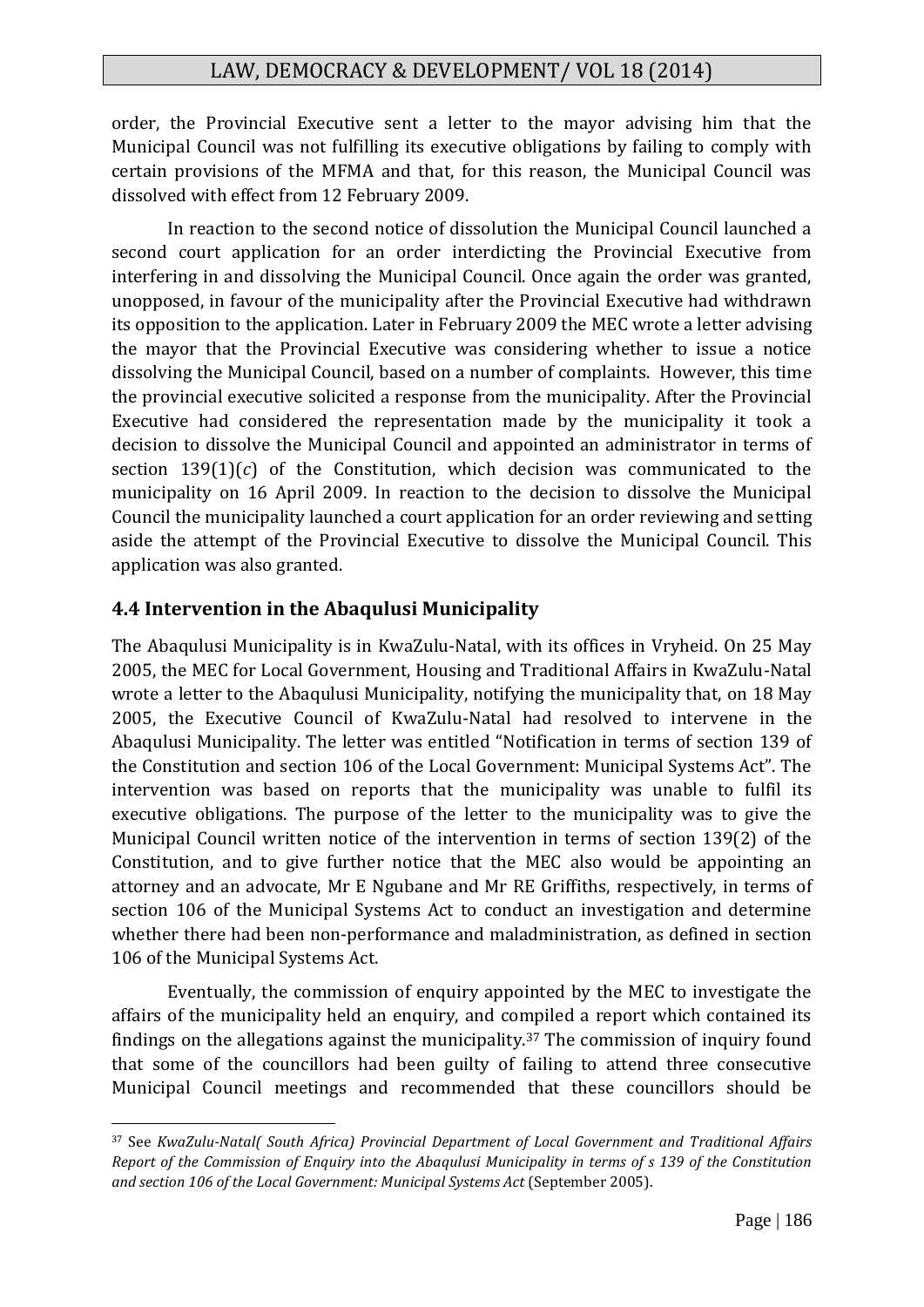order, the Provincial Executive sent a letter to the mayor advising him that the Municipal Council was not fulfilling its executive obligations by failing to comply with certain provisions of the MFMA and that, for this reason, the Municipal Council was dissolved with effect from 12 February 2009.

In reaction to the second notice of dissolution the Municipal Council launched a second court application for an order interdicting the Provincial Executive from interfering in and dissolving the Municipal Council. Once again the order was granted, unopposed, in favour of the municipality after the Provincial Executive had withdrawn its opposition to the application. Later in February 2009 the MEC wrote a letter advising the mayor that the Provincial Executive was considering whether to issue a notice dissolving the Municipal Council, based on a number of complaints. However, this time the provincial executive solicited a response from the municipality. After the Provincial Executive had considered the representation made by the municipality it took a decision to dissolve the Municipal Council and appointed an administrator in terms of section 139(1)(*c*) of the Constitution, which decision was communicated to the municipality on 16 April 2009. In reaction to the decision to dissolve the Municipal Council the municipality launched a court application for an order reviewing and setting aside the attempt of the Provincial Executive to dissolve the Municipal Council. This application was also granted.

### 4.4 Intervention in the Abaqulusi Municipality

The Abaqulusi Municipality is in KwaZulu-Natal, with its offices in Vryheid. On 25 May 2005, the MEC for Local Government, Housing and Traditional Affairs in KwaZulu-Natal wrote a letter to the Abaqulusi Municipality, notifying the municipality that, on 18 May 2005, the Executive Council of KwaZulu-Natal had resolved to intervene in the Abaqulusi Municipality. The letter was entitled "Notification in terms of section 139 of the Constitution and section 106 of the Local Government: Municipal Systems Act". The intervention was based on reports that the municipality was unable to fulfil its executive obligations. The purpose of the letter to the municipality was to give the Municipal Council written notice of the intervention in terms of section 139(2) of the Constitution, and to give further notice that the MEC also would be appointing an attorney and an advocate, Mr E Ngubane and Mr RE Griffiths, respectively, in terms of section 106 of the Municipal Systems Act to conduct an investigation and determine whether there had been non-performance and maladministration, as defined in section 106 of the Municipal Systems Act.

Eventually, the commission of enquiry appointed by the MEC to investigate the affairs of the municipality held an enquiry, and compiled a report which contained its findings on the allegations against the municipality.[37] The commission of inquiry found that some of the councillors had been guilty of failing to attend three consecutive Municipal Council meetings and recommended that these councillors should be

---

[37] See *KwaZulu-Natal( South Africa) Provincial Department of Local Government and Traditional Affairs Report of the Commission of Enquiry into the Abaqulusi Municipality in terms of s 139 of the Constitution and section 106 of the Local Government: Municipal Systems Act* (September 2005).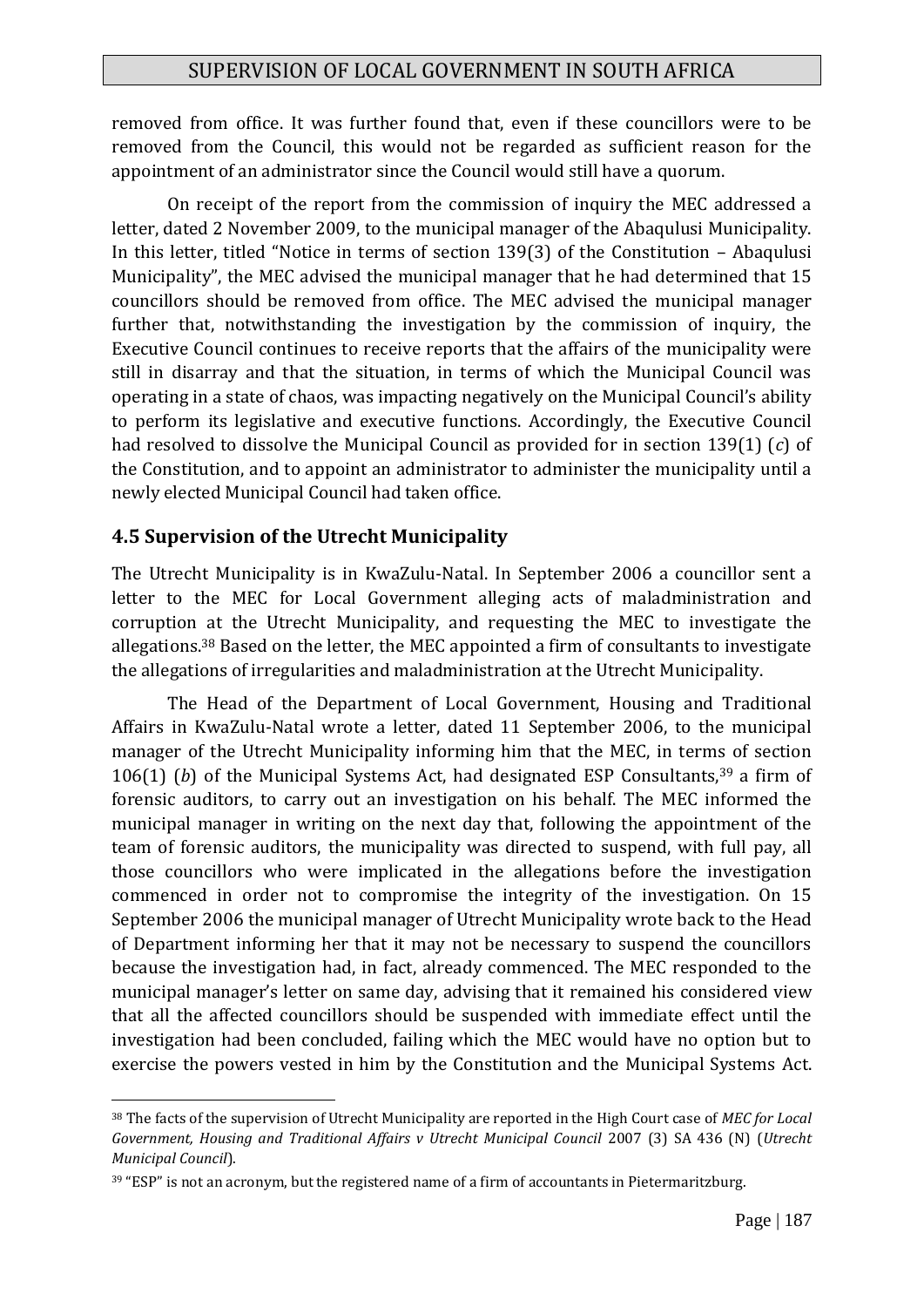removed from office. It was further found that, even if these councillors were to be removed from the Council, this would not be regarded as sufficient reason for the appointment of an administrator since the Council would still have a quorum.

On receipt of the report from the commission of inquiry the MEC addressed a letter, dated 2 November 2009, to the municipal manager of the Abaqulusi Municipality. In this letter, titled "Notice in terms of section 139(3) of the Constitution – Abaqulusi Municipality", the MEC advised the municipal manager that he had determined that 15 councillors should be removed from office. The MEC advised the municipal manager further that, notwithstanding the investigation by the commission of inquiry, the Executive Council continues to receive reports that the affairs of the municipality were still in disarray and that the situation, in terms of which the Municipal Council was operating in a state of chaos, was impacting negatively on the Municipal Council's ability to perform its legislative and executive functions. Accordingly, the Executive Council had resolved to dissolve the Municipal Council as provided for in section 139(1) (*c*) of the Constitution, and to appoint an administrator to administer the municipality until a newly elected Municipal Council had taken office.

### 4.5 Supervision of the Utrecht Municipality

The Utrecht Municipality is in KwaZulu-Natal. In September 2006 a councillor sent a letter to the MEC for Local Government alleging acts of maladministration and corruption at the Utrecht Municipality, and requesting the MEC to investigate the allegations.[38] Based on the letter, the MEC appointed a firm of consultants to investigate the allegations of irregularities and maladministration at the Utrecht Municipality.

The Head of the Department of Local Government, Housing and Traditional Affairs in KwaZulu-Natal wrote a letter, dated 11 September 2006, to the municipal manager of the Utrecht Municipality informing him that the MEC, in terms of section 106(1) (*b*) of the Municipal Systems Act, had designated ESP Consultants,[39] a firm of forensic auditors, to carry out an investigation on his behalf. The MEC informed the municipal manager in writing on the next day that, following the appointment of the team of forensic auditors, the municipality was directed to suspend, with full pay, all those councillors who were implicated in the allegations before the investigation commenced in order not to compromise the integrity of the investigation. On 15 September 2006 the municipal manager of Utrecht Municipality wrote back to the Head of Department informing her that it may not be necessary to suspend the councillors because the investigation had, in fact, already commenced. The MEC responded to the municipal manager's letter on same day, advising that it remained his considered view that all the affected councillors should be suspended with immediate effect until the investigation had been concluded, failing which the MEC would have no option but to exercise the powers vested in him by the Constitution and the Municipal Systems Act.

---

[38] The facts of the supervision of Utrecht Municipality are reported in the High Court case of *MEC for Local Government, Housing and Traditional Affairs v Utrecht Municipal Council* 2007 (3) SA 436 (N) (*Utrecht Municipal Council*).

[39] "ESP" is not an acronym, but the registered name of a firm of accountants in Pietermaritzburg.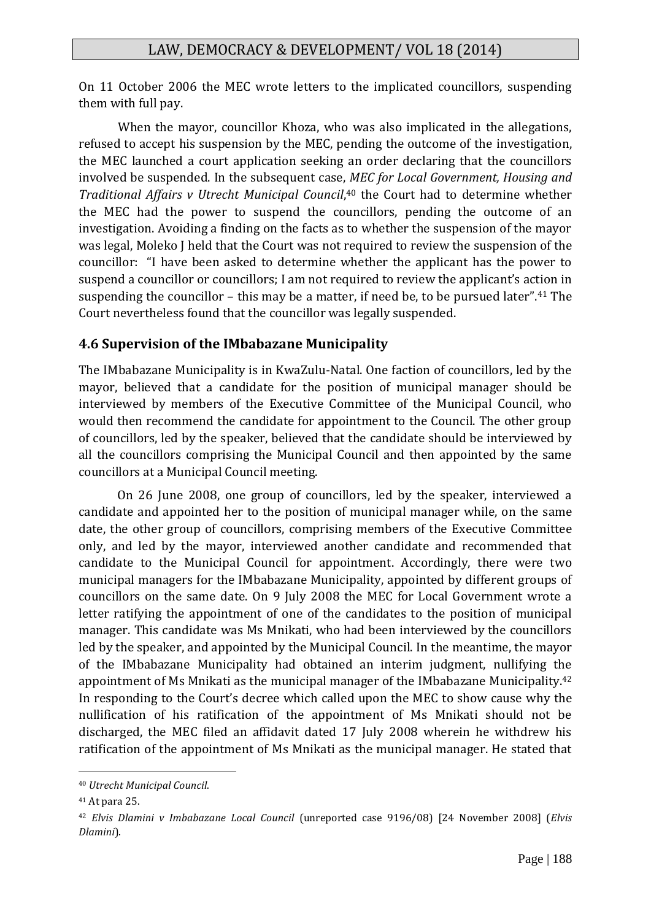On 11 October 2006 the MEC wrote letters to the implicated councillors, suspending them with full pay.

When the mayor, councillor Khoza, who was also implicated in the allegations, refused to accept his suspension by the MEC, pending the outcome of the investigation, the MEC launched a court application seeking an order declaring that the councillors involved be suspended. In the subsequent case, *MEC for Local Government, Housing and Traditional Affairs v Utrecht Municipal Council*,[40] the Court had to determine whether the MEC had the power to suspend the councillors, pending the outcome of an investigation. Avoiding a finding on the facts as to whether the suspension of the mayor was legal, Moleko J held that the Court was not required to review the suspension of the councillor: "I have been asked to determine whether the applicant has the power to suspend a councillor or councillors; I am not required to review the applicant's action in suspending the councillor – this may be a matter, if need be, to be pursued later".[41] The Court nevertheless found that the councillor was legally suspended.

### 4.6 Supervision of the IMbabazane Municipality

The IMbabazane Municipality is in KwaZulu-Natal. One faction of councillors, led by the mayor, believed that a candidate for the position of municipal manager should be interviewed by members of the Executive Committee of the Municipal Council, who would then recommend the candidate for appointment to the Council. The other group of councillors, led by the speaker, believed that the candidate should be interviewed by all the councillors comprising the Municipal Council and then appointed by the same councillors at a Municipal Council meeting.

On 26 June 2008, one group of councillors, led by the speaker, interviewed a candidate and appointed her to the position of municipal manager while, on the same date, the other group of councillors, comprising members of the Executive Committee only, and led by the mayor, interviewed another candidate and recommended that candidate to the Municipal Council for appointment. Accordingly, there were two municipal managers for the IMbabazane Municipality, appointed by different groups of councillors on the same date. On 9 July 2008 the MEC for Local Government wrote a letter ratifying the appointment of one of the candidates to the position of municipal manager. This candidate was Ms Mnikati, who had been interviewed by the councillors led by the speaker, and appointed by the Municipal Council. In the meantime, the mayor of the IMbabazane Municipality had obtained an interim judgment, nullifying the appointment of Ms Mnikati as the municipal manager of the IMbabazane Municipality.[42] In responding to the Court's decree which called upon the MEC to show cause why the nullification of his ratification of the appointment of Ms Mnikati should not be discharged, the MEC filed an affidavit dated 17 July 2008 wherein he withdrew his ratification of the appointment of Ms Mnikati as the municipal manager. He stated that

---

[40] *Utrecht Municipal Council*.

[41] At para 25.

[42] *Elvis Dlamini v Imbabazane Local Council* (unreported case 9196/08) [24 November 2008] (*Elvis Dlamini*).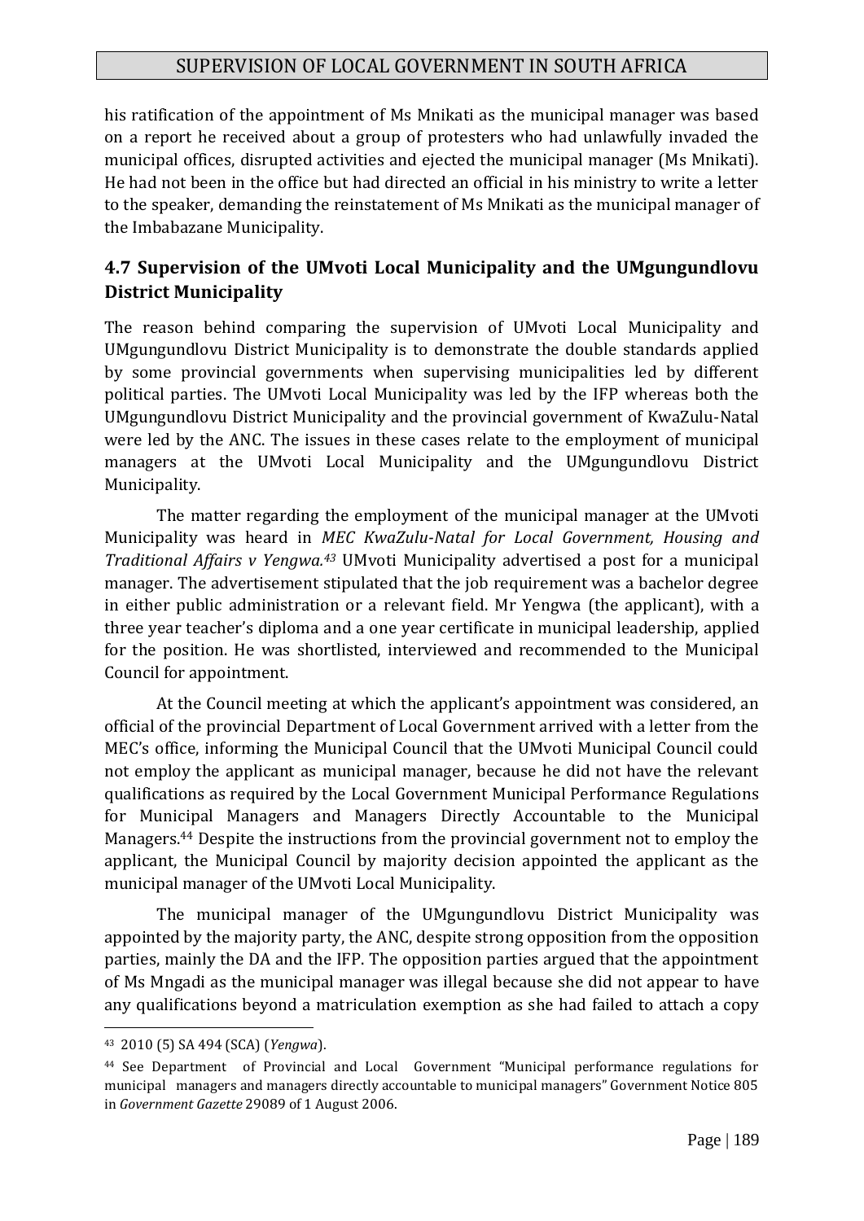his ratification of the appointment of Ms Mnikati as the municipal manager was based on a report he received about a group of protesters who had unlawfully invaded the municipal offices, disrupted activities and ejected the municipal manager (Ms Mnikati). He had not been in the office but had directed an official in his ministry to write a letter to the speaker, demanding the reinstatement of Ms Mnikati as the municipal manager of the Imbabazane Municipality.

### 4.7 Supervision of the UMvoti Local Municipality and the UMgungundlovu District Municipality

The reason behind comparing the supervision of UMvoti Local Municipality and UMgungundlovu District Municipality is to demonstrate the double standards applied by some provincial governments when supervising municipalities led by different political parties. The UMvoti Local Municipality was led by the IFP whereas both the UMgungundlovu District Municipality and the provincial government of KwaZulu-Natal were led by the ANC. The issues in these cases relate to the employment of municipal managers at the UMvoti Local Municipality and the UMgungundlovu District Municipality.

The matter regarding the employment of the municipal manager at the UMvoti Municipality was heard in *MEC KwaZulu-Natal for Local Government, Housing and Traditional Affairs v Yengwa.*[43] UMvoti Municipality advertised a post for a municipal manager. The advertisement stipulated that the job requirement was a bachelor degree in either public administration or a relevant field. Mr Yengwa (the applicant), with a three year teacher's diploma and a one year certificate in municipal leadership, applied for the position. He was shortlisted, interviewed and recommended to the Municipal Council for appointment.

At the Council meeting at which the applicant's appointment was considered, an official of the provincial Department of Local Government arrived with a letter from the MEC's office, informing the Municipal Council that the UMvoti Municipal Council could not employ the applicant as municipal manager, because he did not have the relevant qualifications as required by the Local Government Municipal Performance Regulations for Municipal Managers and Managers Directly Accountable to the Municipal Managers.[44] Despite the instructions from the provincial government not to employ the applicant, the Municipal Council by majority decision appointed the applicant as the municipal manager of the UMvoti Local Municipality.

The municipal manager of the UMgungundlovu District Municipality was appointed by the majority party, the ANC, despite strong opposition from the opposition parties, mainly the DA and the IFP. The opposition parties argued that the appointment of Ms Mngadi as the municipal manager was illegal because she did not appear to have any qualifications beyond a matriculation exemption as she had failed to attach a copy

---

[43] 2010 (5) SA 494 (SCA) (*Yengwa*).

[44] See Department of Provincial and Local Government "Municipal performance regulations for municipal managers and managers directly accountable to municipal managers" Government Notice 805 in *Government Gazette* 29089 of 1 August 2006.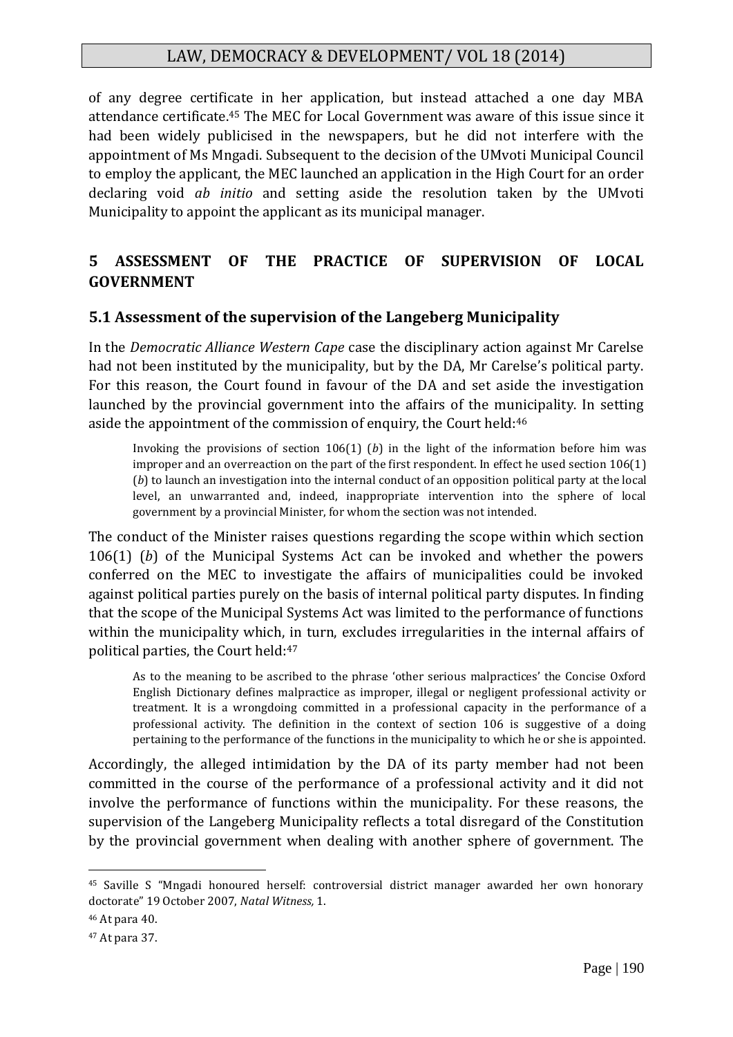of any degree certificate in her application, but instead attached a one day MBA attendance certificate.[45] The MEC for Local Government was aware of this issue since it had been widely publicised in the newspapers, but he did not interfere with the appointment of Ms Mngadi. Subsequent to the decision of the UMvoti Municipal Council to employ the applicant, the MEC launched an application in the High Court for an order declaring void *ab initio* and setting aside the resolution taken by the UMvoti Municipality to appoint the applicant as its municipal manager.

## 5 ASSESSMENT OF THE PRACTICE OF SUPERVISION OF LOCAL GOVERNMENT

### 5.1 Assessment of the supervision of the Langeberg Municipality

In the *Democratic Alliance Western Cape* case the disciplinary action against Mr Carelse had not been instituted by the municipality, but by the DA, Mr Carelse's political party. For this reason, the Court found in favour of the DA and set aside the investigation launched by the provincial government into the affairs of the municipality. In setting aside the appointment of the commission of enquiry, the Court held:[46]

> Invoking the provisions of section 106(1) (*b*) in the light of the information before him was improper and an overreaction on the part of the first respondent. In effect he used section 106(1) (*b*) to launch an investigation into the internal conduct of an opposition political party at the local level, an unwarranted and, indeed, inappropriate intervention into the sphere of local government by a provincial Minister, for whom the section was not intended.

The conduct of the Minister raises questions regarding the scope within which section 106(1) (*b*) of the Municipal Systems Act can be invoked and whether the powers conferred on the MEC to investigate the affairs of municipalities could be invoked against political parties purely on the basis of internal political party disputes. In finding that the scope of the Municipal Systems Act was limited to the performance of functions within the municipality which, in turn, excludes irregularities in the internal affairs of political parties, the Court held:[47]

> As to the meaning to be ascribed to the phrase 'other serious malpractices' the Concise Oxford English Dictionary defines malpractice as improper, illegal or negligent professional activity or treatment. It is a wrongdoing committed in a professional capacity in the performance of a professional activity. The definition in the context of section 106 is suggestive of a doing pertaining to the performance of the functions in the municipality to which he or she is appointed.

Accordingly, the alleged intimidation by the DA of its party member had not been committed in the course of the performance of a professional activity and it did not involve the performance of functions within the municipality. For these reasons, the supervision of the Langeberg Municipality reflects a total disregard of the Constitution by the provincial government when dealing with another sphere of government. The

---

[45] Saville S "Mngadi honoured herself: controversial district manager awarded her own honorary doctorate" 19 October 2007, *Natal Witness,* 1.

[46] At para 40.

[47] At para 37.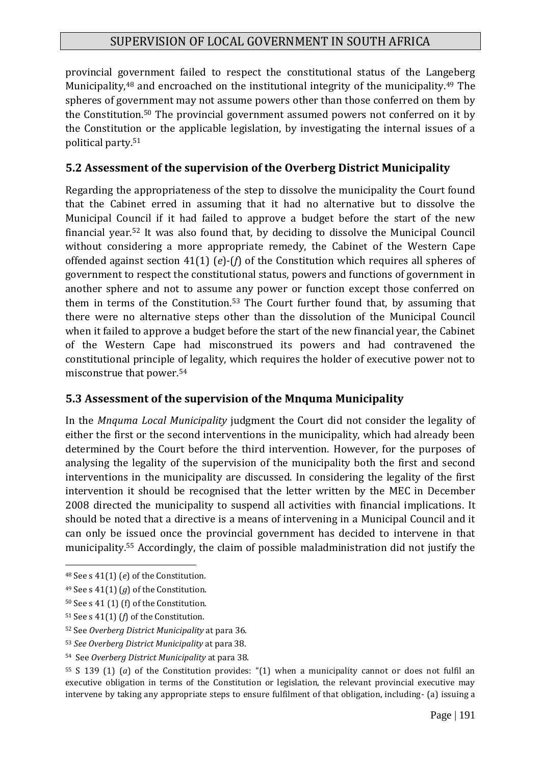provincial government failed to respect the constitutional status of the Langeberg Municipality,[48] and encroached on the institutional integrity of the municipality.[49] The spheres of government may not assume powers other than those conferred on them by the Constitution.[50] The provincial government assumed powers not conferred on it by the Constitution or the applicable legislation, by investigating the internal issues of a political party.[51]

## 5.2 Assessment of the supervision of the Overberg District Municipality

Regarding the appropriateness of the step to dissolve the municipality the Court found that the Cabinet erred in assuming that it had no alternative but to dissolve the Municipal Council if it had failed to approve a budget before the start of the new financial year.[52] It was also found that, by deciding to dissolve the Municipal Council without considering a more appropriate remedy, the Cabinet of the Western Cape offended against section 41(1) (*e*)-(*f*) of the Constitution which requires all spheres of government to respect the constitutional status, powers and functions of government in another sphere and not to assume any power or function except those conferred on them in terms of the Constitution.[53] The Court further found that, by assuming that there were no alternative steps other than the dissolution of the Municipal Council when it failed to approve a budget before the start of the new financial year, the Cabinet of the Western Cape had misconstrued its powers and had contravened the constitutional principle of legality, which requires the holder of executive power not to misconstrue that power.[54]

## 5.3 Assessment of the supervision of the Mnquma Municipality

In the *Mnquma Local Municipality* judgment the Court did not consider the legality of either the first or the second interventions in the municipality, which had already been determined by the Court before the third intervention. However, for the purposes of analysing the legality of the supervision of the municipality both the first and second interventions in the municipality are discussed. In considering the legality of the first intervention it should be recognised that the letter written by the MEC in December 2008 directed the municipality to suspend all activities with financial implications. It should be noted that a directive is a means of intervening in a Municipal Council and it can only be issued once the provincial government has decided to intervene in that municipality.[55] Accordingly, the claim of possible maladministration did not justify the

---

[48] See s 41(1) (*e*) of the Constitution.

[49] See s 41(1) (*g*) of the Constitution.

[50] See s 41 (1) (f) of the Constitution.

[51] See s 41(1) (*f*) of the Constitution.

[52] See *Overberg District Municipality* at para 36.

[53] *See Overberg District Municipality* at para 38.

[54] See *Overberg District Municipality* at para 38.

[55] S 139 (1) (*a*) of the Constitution provides: "(1) when a municipality cannot or does not fulfil an executive obligation in terms of the Constitution or legislation, the relevant provincial executive may intervene by taking any appropriate steps to ensure fulfilment of that obligation, including- (a) issuing a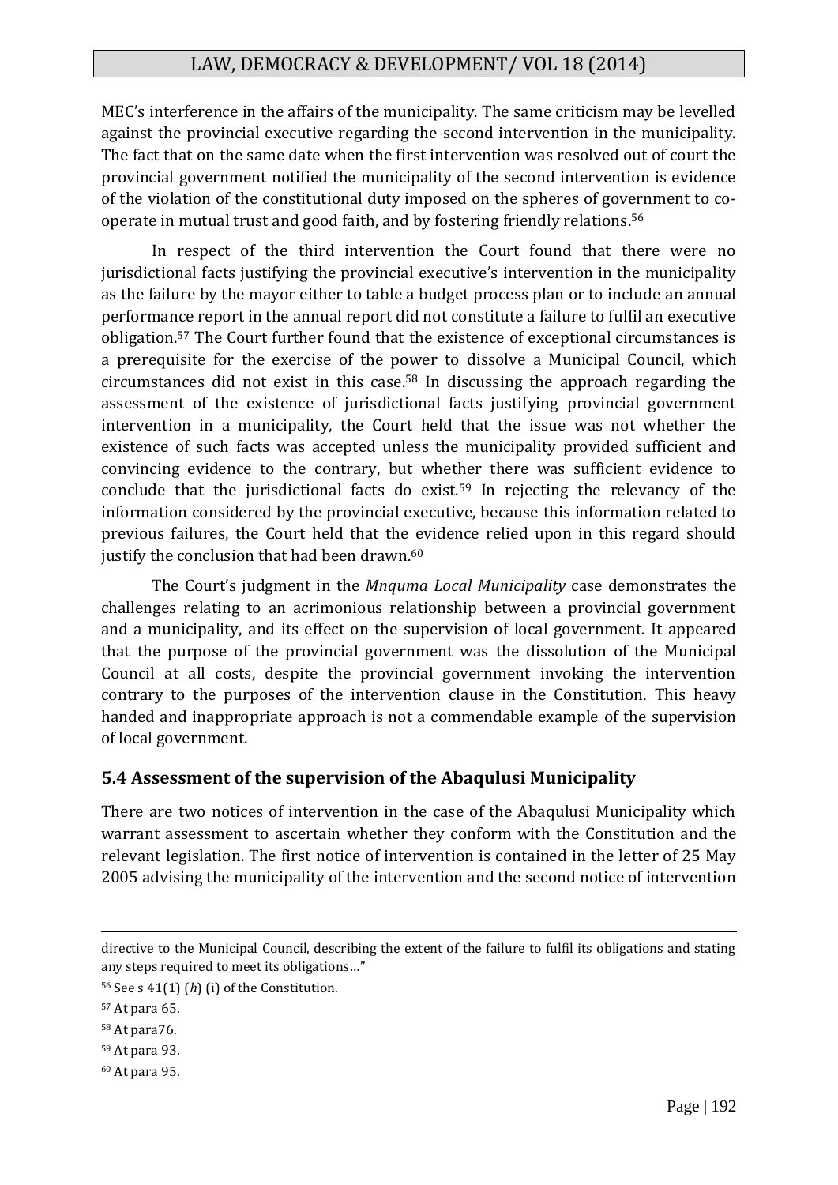MEC's interference in the affairs of the municipality. The same criticism may be levelled against the provincial executive regarding the second intervention in the municipality. The fact that on the same date when the first intervention was resolved out of court the provincial government notified the municipality of the second intervention is evidence of the violation of the constitutional duty imposed on the spheres of government to co-operate in mutual trust and good faith, and by fostering friendly relations.[56]

In respect of the third intervention the Court found that there were no jurisdictional facts justifying the provincial executive's intervention in the municipality as the failure by the mayor either to table a budget process plan or to include an annual performance report in the annual report did not constitute a failure to fulfil an executive obligation.[57] The Court further found that the existence of exceptional circumstances is a prerequisite for the exercise of the power to dissolve a Municipal Council, which circumstances did not exist in this case.[58] In discussing the approach regarding the assessment of the existence of jurisdictional facts justifying provincial government intervention in a municipality, the Court held that the issue was not whether the existence of such facts was accepted unless the municipality provided sufficient and convincing evidence to the contrary, but whether there was sufficient evidence to conclude that the jurisdictional facts do exist.[59] In rejecting the relevancy of the information considered by the provincial executive, because this information related to previous failures, the Court held that the evidence relied upon in this regard should justify the conclusion that had been drawn.[60]

The Court's judgment in the *Mnquma Local Municipality* case demonstrates the challenges relating to an acrimonious relationship between a provincial government and a municipality, and its effect on the supervision of local government. It appeared that the purpose of the provincial government was the dissolution of the Municipal Council at all costs, despite the provincial government invoking the intervention contrary to the purposes of the intervention clause in the Constitution. This heavy handed and inappropriate approach is not a commendable example of the supervision of local government.

## 5.4 Assessment of the supervision of the Abaqulusi Municipality

There are two notices of intervention in the case of the Abaqulusi Municipality which warrant assessment to ascertain whether they conform with the Constitution and the relevant legislation. The first notice of intervention is contained in the letter of 25 May 2005 advising the municipality of the intervention and the second notice of intervention

---

directive to the Municipal Council, describing the extent of the failure to fulfil its obligations and stating any steps required to meet its obligations…"

[56] See s 41(1) (*h*) (i) of the Constitution.

[57] At para 65.

[58] At para76.

[59] At para 93.

[60] At para 95.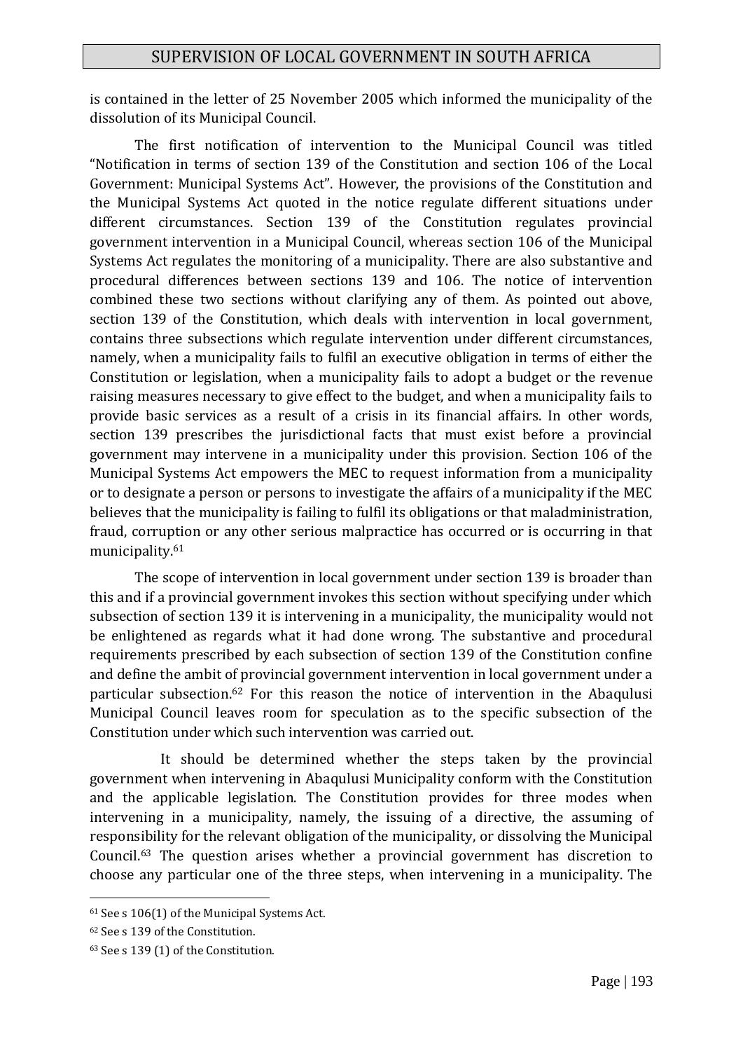is contained in the letter of 25 November 2005 which informed the municipality of the dissolution of its Municipal Council.

The first notification of intervention to the Municipal Council was titled "Notification in terms of section 139 of the Constitution and section 106 of the Local Government: Municipal Systems Act". However, the provisions of the Constitution and the Municipal Systems Act quoted in the notice regulate different situations under different circumstances. Section 139 of the Constitution regulates provincial government intervention in a Municipal Council, whereas section 106 of the Municipal Systems Act regulates the monitoring of a municipality. There are also substantive and procedural differences between sections 139 and 106. The notice of intervention combined these two sections without clarifying any of them. As pointed out above, section 139 of the Constitution, which deals with intervention in local government, contains three subsections which regulate intervention under different circumstances, namely, when a municipality fails to fulfil an executive obligation in terms of either the Constitution or legislation, when a municipality fails to adopt a budget or the revenue raising measures necessary to give effect to the budget, and when a municipality fails to provide basic services as a result of a crisis in its financial affairs. In other words, section 139 prescribes the jurisdictional facts that must exist before a provincial government may intervene in a municipality under this provision. Section 106 of the Municipal Systems Act empowers the MEC to request information from a municipality or to designate a person or persons to investigate the affairs of a municipality if the MEC believes that the municipality is failing to fulfil its obligations or that maladministration, fraud, corruption or any other serious malpractice has occurred or is occurring in that municipality.[61]

The scope of intervention in local government under section 139 is broader than this and if a provincial government invokes this section without specifying under which subsection of section 139 it is intervening in a municipality, the municipality would not be enlightened as regards what it had done wrong. The substantive and procedural requirements prescribed by each subsection of section 139 of the Constitution confine and define the ambit of provincial government intervention in local government under a particular subsection.[62] For this reason the notice of intervention in the Abaqulusi Municipal Council leaves room for speculation as to the specific subsection of the Constitution under which such intervention was carried out.

It should be determined whether the steps taken by the provincial government when intervening in Abaqulusi Municipality conform with the Constitution and the applicable legislation. The Constitution provides for three modes when intervening in a municipality, namely, the issuing of a directive, the assuming of responsibility for the relevant obligation of the municipality, or dissolving the Municipal Council.[63] The question arises whether a provincial government has discretion to choose any particular one of the three steps, when intervening in a municipality. The

---

[61] See s 106(1) of the Municipal Systems Act.

[62] See s 139 of the Constitution.

[63] See s 139 (1) of the Constitution.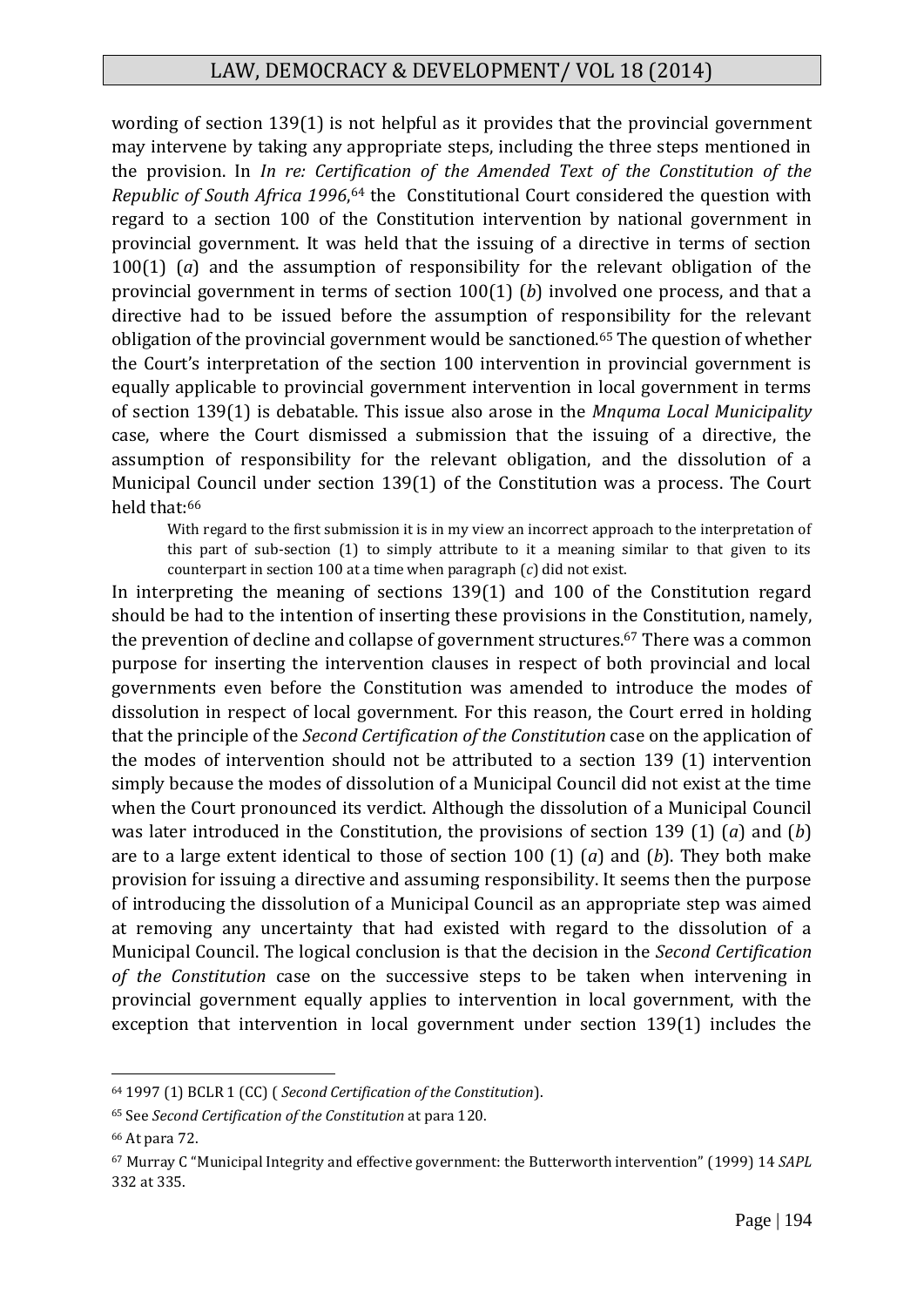wording of section 139(1) is not helpful as it provides that the provincial government may intervene by taking any appropriate steps, including the three steps mentioned in the provision. In *In re: Certification of the Amended Text of the Constitution of the Republic of South Africa 1996*,[64] the Constitutional Court considered the question with regard to a section 100 of the Constitution intervention by national government in provincial government. It was held that the issuing of a directive in terms of section 100(1) (*a*) and the assumption of responsibility for the relevant obligation of the provincial government in terms of section 100(1) (*b*) involved one process, and that a directive had to be issued before the assumption of responsibility for the relevant obligation of the provincial government would be sanctioned.[65] The question of whether the Court's interpretation of the section 100 intervention in provincial government is equally applicable to provincial government intervention in local government in terms of section 139(1) is debatable. This issue also arose in the *Mnquma Local Municipality* case, where the Court dismissed a submission that the issuing of a directive, the assumption of responsibility for the relevant obligation, and the dissolution of a Municipal Council under section 139(1) of the Constitution was a process. The Court held that:[66]

> With regard to the first submission it is in my view an incorrect approach to the interpretation of this part of sub-section (1) to simply attribute to it a meaning similar to that given to its counterpart in section 100 at a time when paragraph (*c*) did not exist.

In interpreting the meaning of sections 139(1) and 100 of the Constitution regard should be had to the intention of inserting these provisions in the Constitution, namely, the prevention of decline and collapse of government structures.[67] There was a common purpose for inserting the intervention clauses in respect of both provincial and local governments even before the Constitution was amended to introduce the modes of dissolution in respect of local government. For this reason, the Court erred in holding that the principle of the *Second Certification of the Constitution* case on the application of the modes of intervention should not be attributed to a section 139 (1) intervention simply because the modes of dissolution of a Municipal Council did not exist at the time when the Court pronounced its verdict. Although the dissolution of a Municipal Council was later introduced in the Constitution, the provisions of section 139 (1) (*a*) and (*b*) are to a large extent identical to those of section 100 (1) (*a*) and (*b*). They both make provision for issuing a directive and assuming responsibility. It seems then the purpose of introducing the dissolution of a Municipal Council as an appropriate step was aimed at removing any uncertainty that had existed with regard to the dissolution of a Municipal Council. The logical conclusion is that the decision in the *Second Certification of the Constitution* case on the successive steps to be taken when intervening in provincial government equally applies to intervention in local government, with the exception that intervention in local government under section 139(1) includes the

---

[64] 1997 (1) BCLR 1 (CC) ( *Second Certification of the Constitution*).

[65] See *Second Certification of the Constitution* at para 120.

[66] At para 72.

[67] Murray C "Municipal Integrity and effective government: the Butterworth intervention" (1999) 14 *SAPL* 332 at 335.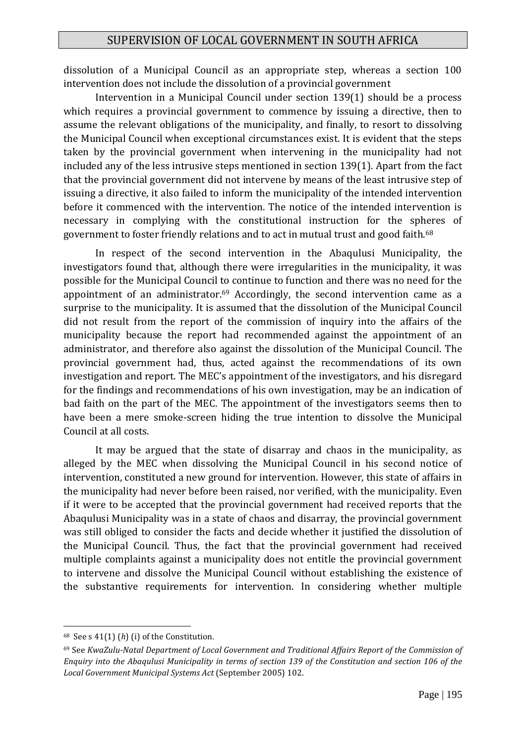dissolution of a Municipal Council as an appropriate step, whereas a section 100 intervention does not include the dissolution of a provincial government

Intervention in a Municipal Council under section 139(1) should be a process which requires a provincial government to commence by issuing a directive, then to assume the relevant obligations of the municipality, and finally, to resort to dissolving the Municipal Council when exceptional circumstances exist. It is evident that the steps taken by the provincial government when intervening in the municipality had not included any of the less intrusive steps mentioned in section 139(1). Apart from the fact that the provincial government did not intervene by means of the least intrusive step of issuing a directive, it also failed to inform the municipality of the intended intervention before it commenced with the intervention. The notice of the intended intervention is necessary in complying with the constitutional instruction for the spheres of government to foster friendly relations and to act in mutual trust and good faith.[68]

In respect of the second intervention in the Abaqulusi Municipality, the investigators found that, although there were irregularities in the municipality, it was possible for the Municipal Council to continue to function and there was no need for the appointment of an administrator.[69] Accordingly, the second intervention came as a surprise to the municipality. It is assumed that the dissolution of the Municipal Council did not result from the report of the commission of inquiry into the affairs of the municipality because the report had recommended against the appointment of an administrator, and therefore also against the dissolution of the Municipal Council. The provincial government had, thus, acted against the recommendations of its own investigation and report. The MEC's appointment of the investigators, and his disregard for the findings and recommendations of his own investigation, may be an indication of bad faith on the part of the MEC. The appointment of the investigators seems then to have been a mere smoke-screen hiding the true intention to dissolve the Municipal Council at all costs.

It may be argued that the state of disarray and chaos in the municipality, as alleged by the MEC when dissolving the Municipal Council in his second notice of intervention, constituted a new ground for intervention. However, this state of affairs in the municipality had never before been raised, nor verified, with the municipality. Even if it were to be accepted that the provincial government had received reports that the Abaqulusi Municipality was in a state of chaos and disarray, the provincial government was still obliged to consider the facts and decide whether it justified the dissolution of the Municipal Council. Thus, the fact that the provincial government had received multiple complaints against a municipality does not entitle the provincial government to intervene and dissolve the Municipal Council without establishing the existence of the substantive requirements for intervention. In considering whether multiple

---

[68] See s 41(1) (*h*) (i) of the Constitution.

[69] See *KwaZulu-Natal Department of Local Government and Traditional Affairs Report of the Commission of Enquiry into the Abaqulusi Municipality in terms of section 139 of the Constitution and section 106 of the Local Government Municipal Systems Act* (September 2005) 102.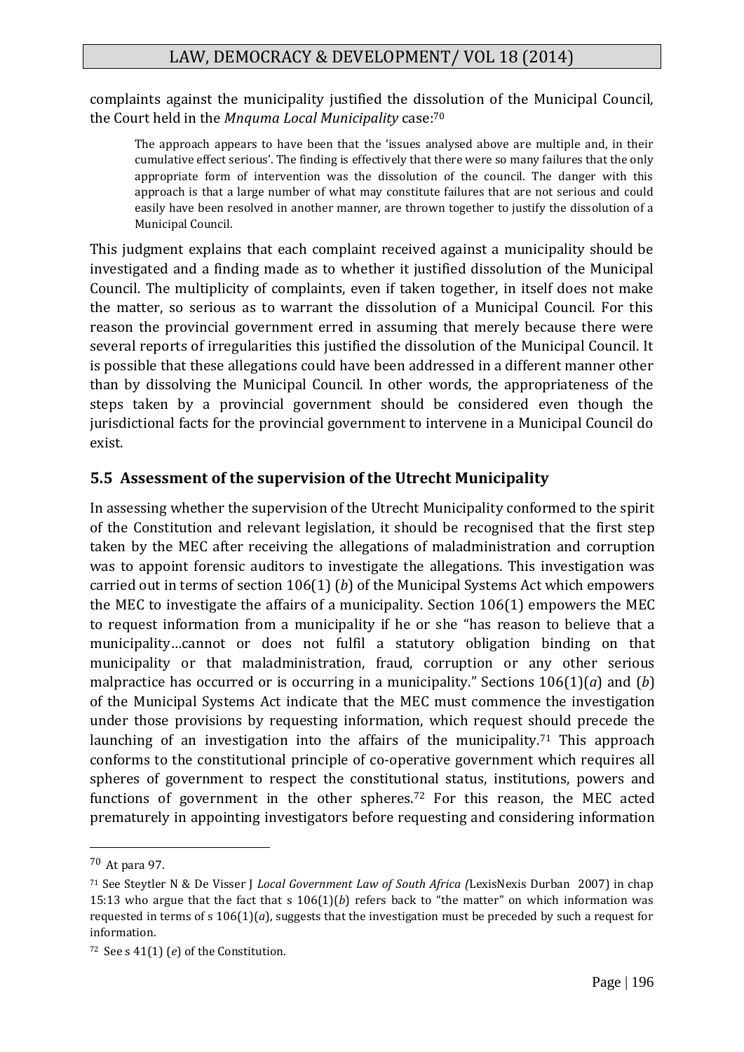complaints against the municipality justified the dissolution of the Municipal Council, the Court held in the *Mnquma Local Municipality* case:[70]

> The approach appears to have been that the 'issues analysed above are multiple and, in their cumulative effect serious'. The finding is effectively that there were so many failures that the only appropriate form of intervention was the dissolution of the council. The danger with this approach is that a large number of what may constitute failures that are not serious and could easily have been resolved in another manner, are thrown together to justify the dissolution of a Municipal Council.

This judgment explains that each complaint received against a municipality should be investigated and a finding made as to whether it justified dissolution of the Municipal Council. The multiplicity of complaints, even if taken together, in itself does not make the matter, so serious as to warrant the dissolution of a Municipal Council. For this reason the provincial government erred in assuming that merely because there were several reports of irregularities this justified the dissolution of the Municipal Council. It is possible that these allegations could have been addressed in a different manner other than by dissolving the Municipal Council. In other words, the appropriateness of the steps taken by a provincial government should be considered even though the jurisdictional facts for the provincial government to intervene in a Municipal Council do exist.

### 5.5 Assessment of the supervision of the Utrecht Municipality

In assessing whether the supervision of the Utrecht Municipality conformed to the spirit of the Constitution and relevant legislation, it should be recognised that the first step taken by the MEC after receiving the allegations of maladministration and corruption was to appoint forensic auditors to investigate the allegations. This investigation was carried out in terms of section 106(1) (*b*) of the Municipal Systems Act which empowers the MEC to investigate the affairs of a municipality. Section 106(1) empowers the MEC to request information from a municipality if he or she "has reason to believe that a municipality…cannot or does not fulfil a statutory obligation binding on that municipality or that maladministration, fraud, corruption or any other serious malpractice has occurred or is occurring in a municipality." Sections 106(1)(*a*) and (*b*) of the Municipal Systems Act indicate that the MEC must commence the investigation under those provisions by requesting information, which request should precede the launching of an investigation into the affairs of the municipality.[71] This approach conforms to the constitutional principle of co-operative government which requires all spheres of government to respect the constitutional status, institutions, powers and functions of government in the other spheres.[72] For this reason, the MEC acted prematurely in appointing investigators before requesting and considering information

---

[70] At para 97.

[71] See Steytler N & De Visser J *Local Government Law of South Africa (*LexisNexis Durban 2007) in chap 15:13 who argue that the fact that s 106(1)(*b*) refers back to "the matter" on which information was requested in terms of s 106(1)(*a*), suggests that the investigation must be preceded by such a request for information.

[72] See s 41(1) (*e*) of the Constitution.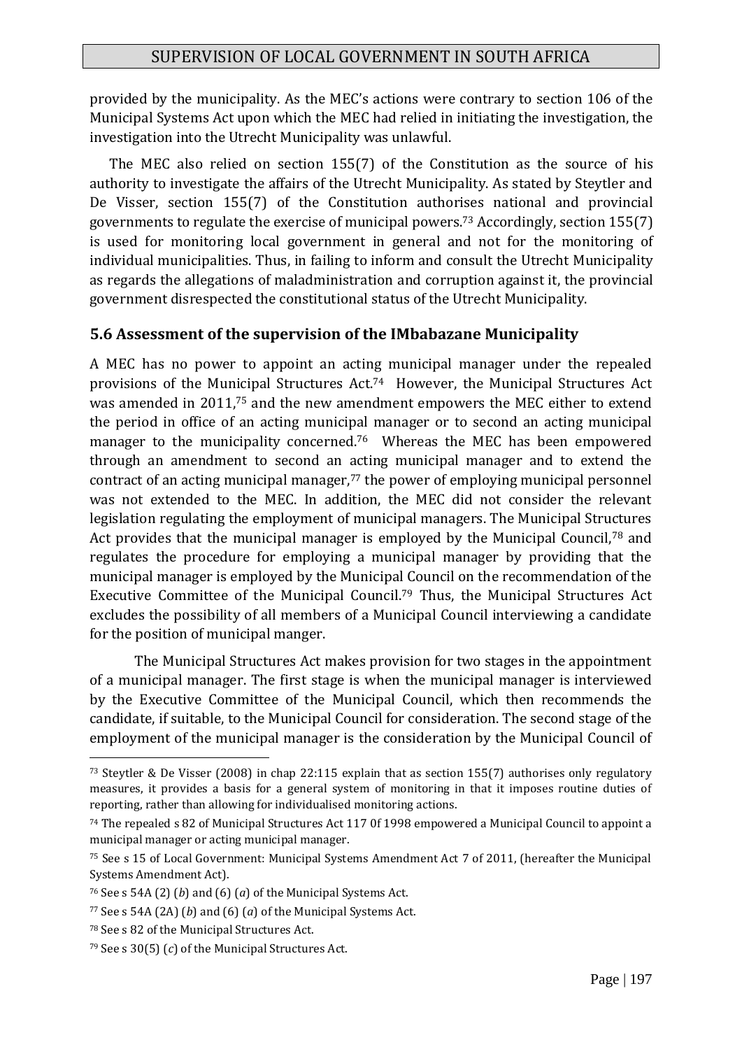provided by the municipality. As the MEC's actions were contrary to section 106 of the Municipal Systems Act upon which the MEC had relied in initiating the investigation, the investigation into the Utrecht Municipality was unlawful.

The MEC also relied on section 155(7) of the Constitution as the source of his authority to investigate the affairs of the Utrecht Municipality. As stated by Steytler and De Visser, section 155(7) of the Constitution authorises national and provincial governments to regulate the exercise of municipal powers.[73] Accordingly, section 155(7) is used for monitoring local government in general and not for the monitoring of individual municipalities. Thus, in failing to inform and consult the Utrecht Municipality as regards the allegations of maladministration and corruption against it, the provincial government disrespected the constitutional status of the Utrecht Municipality.

## 5.6 Assessment of the supervision of the IMbabazane Municipality

A MEC has no power to appoint an acting municipal manager under the repealed provisions of the Municipal Structures Act.[74] However, the Municipal Structures Act was amended in 2011,[75] and the new amendment empowers the MEC either to extend the period in office of an acting municipal manager or to second an acting municipal manager to the municipality concerned.[76] Whereas the MEC has been empowered through an amendment to second an acting municipal manager and to extend the contract of an acting municipal manager,[77] the power of employing municipal personnel was not extended to the MEC. In addition, the MEC did not consider the relevant legislation regulating the employment of municipal managers. The Municipal Structures Act provides that the municipal manager is employed by the Municipal Council,[78] and regulates the procedure for employing a municipal manager by providing that the municipal manager is employed by the Municipal Council on the recommendation of the Executive Committee of the Municipal Council.[79] Thus, the Municipal Structures Act excludes the possibility of all members of a Municipal Council interviewing a candidate for the position of municipal manger.

The Municipal Structures Act makes provision for two stages in the appointment of a municipal manager. The first stage is when the municipal manager is interviewed by the Executive Committee of the Municipal Council, which then recommends the candidate, if suitable, to the Municipal Council for consideration. The second stage of the employment of the municipal manager is the consideration by the Municipal Council of

---

[73] Steytler & De Visser (2008) in chap 22:115 explain that as section 155(7) authorises only regulatory measures, it provides a basis for a general system of monitoring in that it imposes routine duties of reporting, rather than allowing for individualised monitoring actions.

[74] The repealed s 82 of Municipal Structures Act 117 0f 1998 empowered a Municipal Council to appoint a municipal manager or acting municipal manager.

[75] See s 15 of Local Government: Municipal Systems Amendment Act 7 of 2011, (hereafter the Municipal Systems Amendment Act).

[76] See s 54A (2) (*b*) and (6) (*a*) of the Municipal Systems Act.

[77] See s 54A (2A) (*b*) and (6) (*a*) of the Municipal Systems Act.

[78] See s 82 of the Municipal Structures Act.

[79] See s 30(5) (*c*) of the Municipal Structures Act.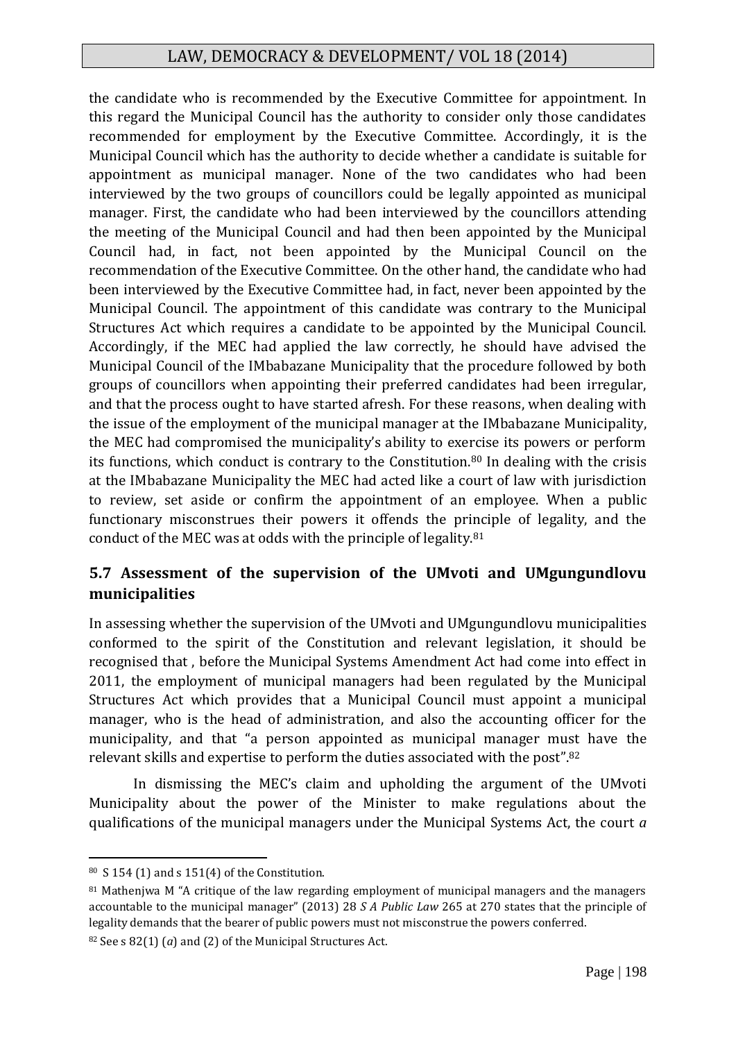the candidate who is recommended by the Executive Committee for appointment. In this regard the Municipal Council has the authority to consider only those candidates recommended for employment by the Executive Committee. Accordingly, it is the Municipal Council which has the authority to decide whether a candidate is suitable for appointment as municipal manager. None of the two candidates who had been interviewed by the two groups of councillors could be legally appointed as municipal manager. First, the candidate who had been interviewed by the councillors attending the meeting of the Municipal Council and had then been appointed by the Municipal Council had, in fact, not been appointed by the Municipal Council on the recommendation of the Executive Committee. On the other hand, the candidate who had been interviewed by the Executive Committee had, in fact, never been appointed by the Municipal Council. The appointment of this candidate was contrary to the Municipal Structures Act which requires a candidate to be appointed by the Municipal Council. Accordingly, if the MEC had applied the law correctly, he should have advised the Municipal Council of the IMbabazane Municipality that the procedure followed by both groups of councillors when appointing their preferred candidates had been irregular, and that the process ought to have started afresh. For these reasons, when dealing with the issue of the employment of the municipal manager at the IMbabazane Municipality, the MEC had compromised the municipality's ability to exercise its powers or perform its functions, which conduct is contrary to the Constitution.[80] In dealing with the crisis at the IMbabazane Municipality the MEC had acted like a court of law with jurisdiction to review, set aside or confirm the appointment of an employee. When a public functionary misconstrues their powers it offends the principle of legality, and the conduct of the MEC was at odds with the principle of legality.[81]

## 5.7 Assessment of the supervision of the UMvoti and UMgungundlovu municipalities

In assessing whether the supervision of the UMvoti and UMgungundlovu municipalities conformed to the spirit of the Constitution and relevant legislation, it should be recognised that , before the Municipal Systems Amendment Act had come into effect in 2011, the employment of municipal managers had been regulated by the Municipal Structures Act which provides that a Municipal Council must appoint a municipal manager, who is the head of administration, and also the accounting officer for the municipality, and that "a person appointed as municipal manager must have the relevant skills and expertise to perform the duties associated with the post".[82]

In dismissing the MEC's claim and upholding the argument of the UMvoti Municipality about the power of the Minister to make regulations about the qualifications of the municipal managers under the Municipal Systems Act, the court *a*

---

[80] S 154 (1) and s 151(4) of the Constitution.

[81] Mathenjwa M "A critique of the law regarding employment of municipal managers and the managers accountable to the municipal manager" (2013) 28 *S A Public Law* 265 at 270 states that the principle of legality demands that the bearer of public powers must not misconstrue the powers conferred.

[82] See s 82(1) (*a*) and (2) of the Municipal Structures Act.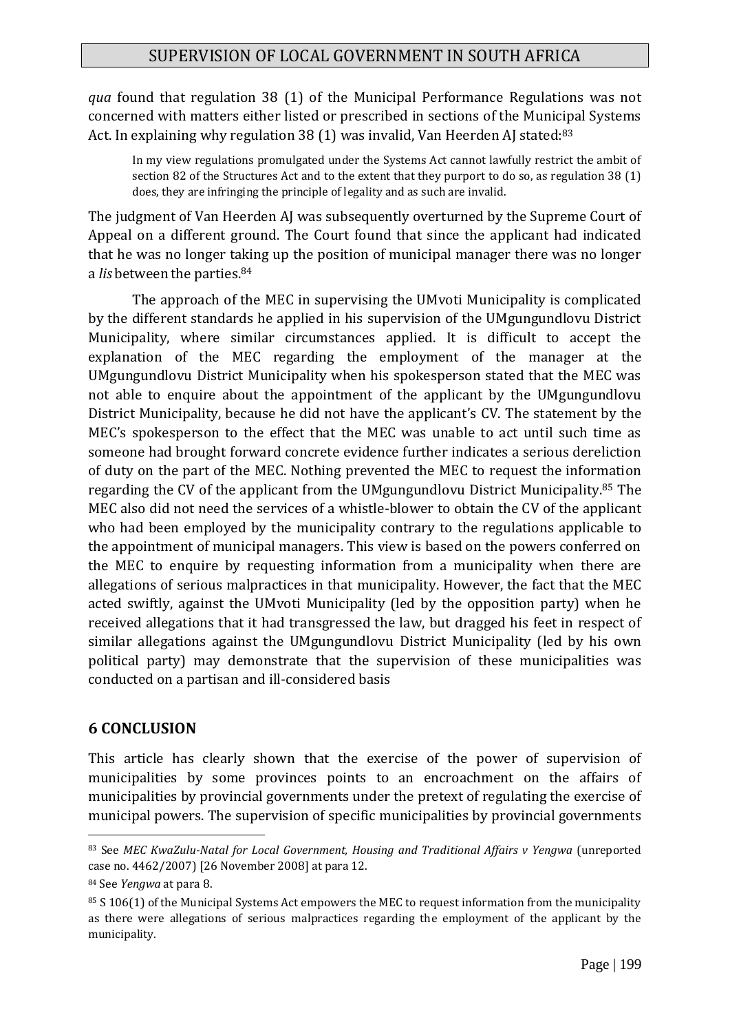*qua* found that regulation 38 (1) of the Municipal Performance Regulations was not concerned with matters either listed or prescribed in sections of the Municipal Systems Act. In explaining why regulation 38 (1) was invalid, Van Heerden AJ stated:[83]

> In my view regulations promulgated under the Systems Act cannot lawfully restrict the ambit of section 82 of the Structures Act and to the extent that they purport to do so, as regulation 38 (1) does, they are infringing the principle of legality and as such are invalid.

The judgment of Van Heerden AJ was subsequently overturned by the Supreme Court of Appeal on a different ground. The Court found that since the applicant had indicated that he was no longer taking up the position of municipal manager there was no longer a *lis* between the parties.[84]

The approach of the MEC in supervising the UMvoti Municipality is complicated by the different standards he applied in his supervision of the UMgungundlovu District Municipality, where similar circumstances applied. It is difficult to accept the explanation of the MEC regarding the employment of the manager at the UMgungundlovu District Municipality when his spokesperson stated that the MEC was not able to enquire about the appointment of the applicant by the UMgungundlovu District Municipality, because he did not have the applicant's CV. The statement by the MEC's spokesperson to the effect that the MEC was unable to act until such time as someone had brought forward concrete evidence further indicates a serious dereliction of duty on the part of the MEC. Nothing prevented the MEC to request the information regarding the CV of the applicant from the UMgungundlovu District Municipality.[85] The MEC also did not need the services of a whistle-blower to obtain the CV of the applicant who had been employed by the municipality contrary to the regulations applicable to the appointment of municipal managers. This view is based on the powers conferred on the MEC to enquire by requesting information from a municipality when there are allegations of serious malpractices in that municipality. However, the fact that the MEC acted swiftly, against the UMvoti Municipality (led by the opposition party) when he received allegations that it had transgressed the law, but dragged his feet in respect of similar allegations against the UMgungundlovu District Municipality (led by his own political party) may demonstrate that the supervision of these municipalities was conducted on a partisan and ill-considered basis

## 6 CONCLUSION

This article has clearly shown that the exercise of the power of supervision of municipalities by some provinces points to an encroachment on the affairs of municipalities by provincial governments under the pretext of regulating the exercise of municipal powers. The supervision of specific municipalities by provincial governments

---

[83] See *MEC KwaZulu-Natal for Local Government, Housing and Traditional Affairs v Yengwa* (unreported case no. 4462/2007) [26 November 2008] at para 12.

[84] See *Yengwa* at para 8.

[85] S 106(1) of the Municipal Systems Act empowers the MEC to request information from the municipality as there were allegations of serious malpractices regarding the employment of the applicant by the municipality.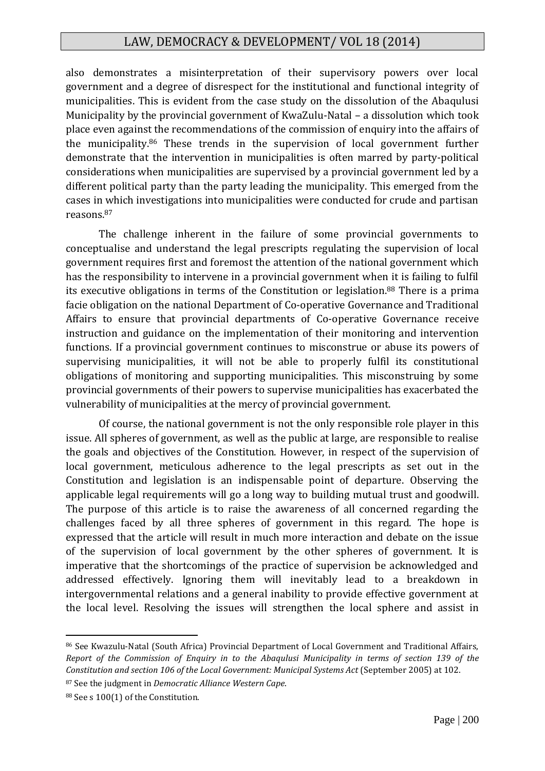also demonstrates a misinterpretation of their supervisory powers over local government and a degree of disrespect for the institutional and functional integrity of municipalities. This is evident from the case study on the dissolution of the Abaqulusi Municipality by the provincial government of KwaZulu-Natal – a dissolution which took place even against the recommendations of the commission of enquiry into the affairs of the municipality.[86] These trends in the supervision of local government further demonstrate that the intervention in municipalities is often marred by party-political considerations when municipalities are supervised by a provincial government led by a different political party than the party leading the municipality. This emerged from the cases in which investigations into municipalities were conducted for crude and partisan reasons.[87]

The challenge inherent in the failure of some provincial governments to conceptualise and understand the legal prescripts regulating the supervision of local government requires first and foremost the attention of the national government which has the responsibility to intervene in a provincial government when it is failing to fulfil its executive obligations in terms of the Constitution or legislation.[88] There is a prima facie obligation on the national Department of Co-operative Governance and Traditional Affairs to ensure that provincial departments of Co-operative Governance receive instruction and guidance on the implementation of their monitoring and intervention functions. If a provincial government continues to misconstrue or abuse its powers of supervising municipalities, it will not be able to properly fulfil its constitutional obligations of monitoring and supporting municipalities. This misconstruing by some provincial governments of their powers to supervise municipalities has exacerbated the vulnerability of municipalities at the mercy of provincial government.

Of course, the national government is not the only responsible role player in this issue. All spheres of government, as well as the public at large, are responsible to realise the goals and objectives of the Constitution. However, in respect of the supervision of local government, meticulous adherence to the legal prescripts as set out in the Constitution and legislation is an indispensable point of departure. Observing the applicable legal requirements will go a long way to building mutual trust and goodwill. The purpose of this article is to raise the awareness of all concerned regarding the challenges faced by all three spheres of government in this regard. The hope is expressed that the article will result in much more interaction and debate on the issue of the supervision of local government by the other spheres of government. It is imperative that the shortcomings of the practice of supervision be acknowledged and addressed effectively. Ignoring them will inevitably lead to a breakdown in intergovernmental relations and a general inability to provide effective government at the local level. Resolving the issues will strengthen the local sphere and assist in

---

[86] See Kwazulu-Natal (South Africa) Provincial Department of Local Government and Traditional Affairs, *Report of the Commission of Enquiry in to the Abaqulusi Municipality in terms of section 139 of the Constitution and section 106 of the Local Government: Municipal Systems Act* (September 2005) at 102.

[87] See the judgment in *Democratic Alliance Western Cape*.

[88] See s 100(1) of the Constitution.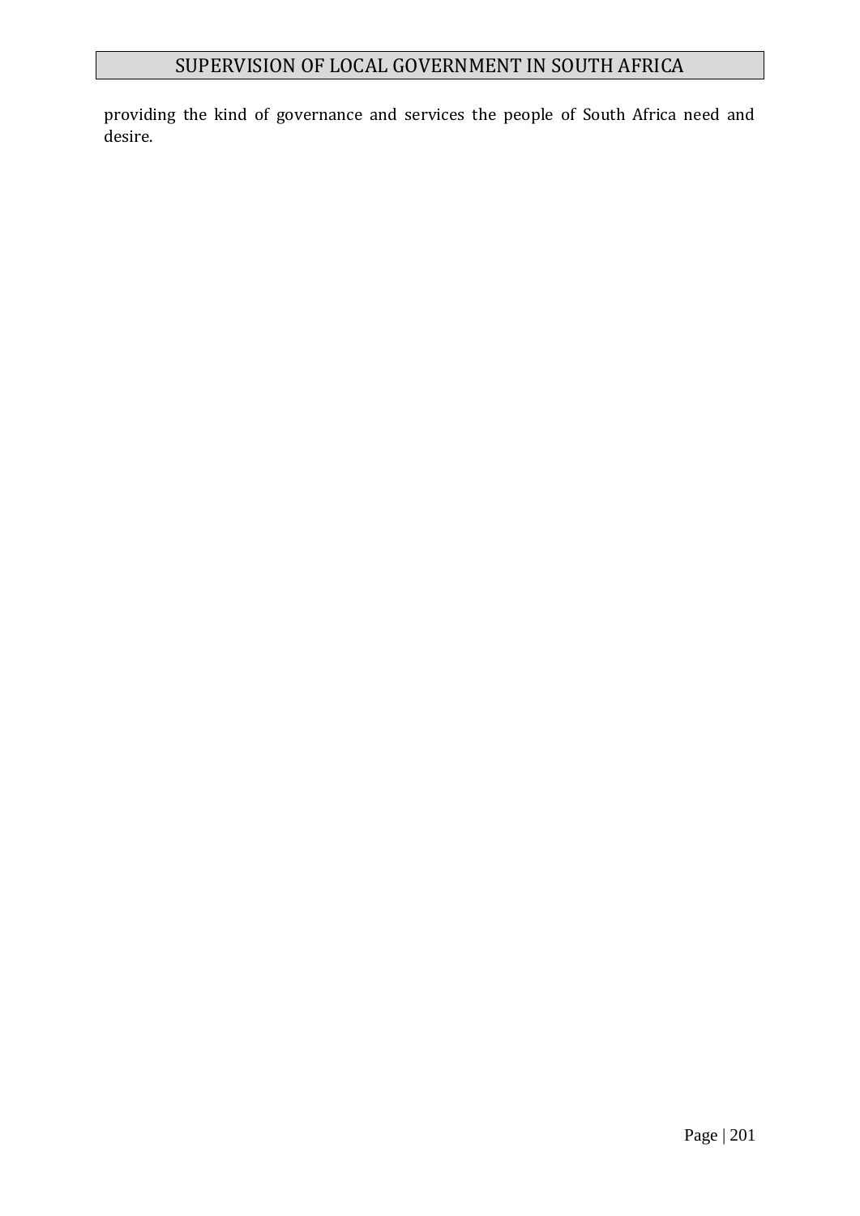providing the kind of governance and services the people of South Africa need and desire.